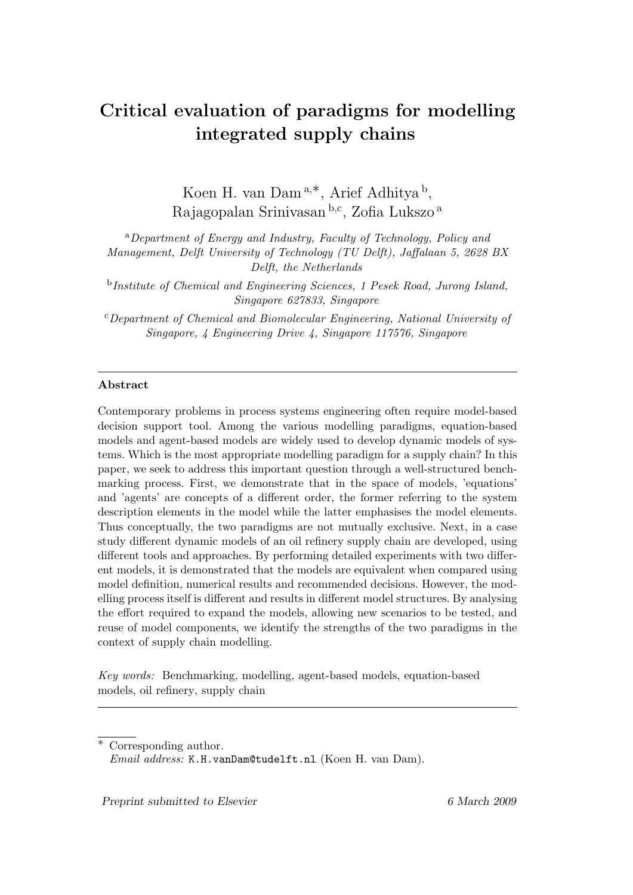# Critical evaluation of paradigms for modelling integrated supply chains

Koen H. van Dam [a,*], Arief Adhitya [b], Rajagopalan Srinivasan [b,c], Zofia Lukszo [a]

[a] *Department of Energy and Industry, Faculty of Technology, Policy and Management, Delft University of Technology (TU Delft), Jaffalaan 5, 2628 BX Delft, the Netherlands*

[b] *Institute of Chemical and Engineering Sciences, 1 Pesek Road, Jurong Island, Singapore 627833, Singapore*

[c] *Department of Chemical and Biomolecular Engineering, National University of Singapore, 4 Engineering Drive 4, Singapore 117576, Singapore*

---

**Abstract**

Contemporary problems in process systems engineering often require model-based decision support tool. Among the various modelling paradigms, equation-based models and agent-based models are widely used to develop dynamic models of systems. Which is the most appropriate modelling paradigm for a supply chain? In this paper, we seek to address this important question through a well-structured benchmarking process. First, we demonstrate that in the space of models, 'equations' and 'agents' are concepts of a different order, the former referring to the system description elements in the model while the latter emphasises the model elements. Thus conceptually, the two paradigms are not mutually exclusive. Next, in a case study different dynamic models of an oil refinery supply chain are developed, using different tools and approaches. By performing detailed experiments with two different models, it is demonstrated that the models are equivalent when compared using model definition, numerical results and recommended decisions. However, the modelling process itself is different and results in different model structures. By analysing the effort required to expand the models, allowing new scenarios to be tested, and reuse of model components, we identify the strengths of the two paradigms in the context of supply chain modelling.

*Key words:* Benchmarking, modelling, agent-based models, equation-based models, oil refinery, supply chain

---

\* Corresponding author.
*Email address:* K.H.vanDam@tudelft.nl (Koen H. van Dam).

*Preprint submitted to Elsevier* — *6 March 2009*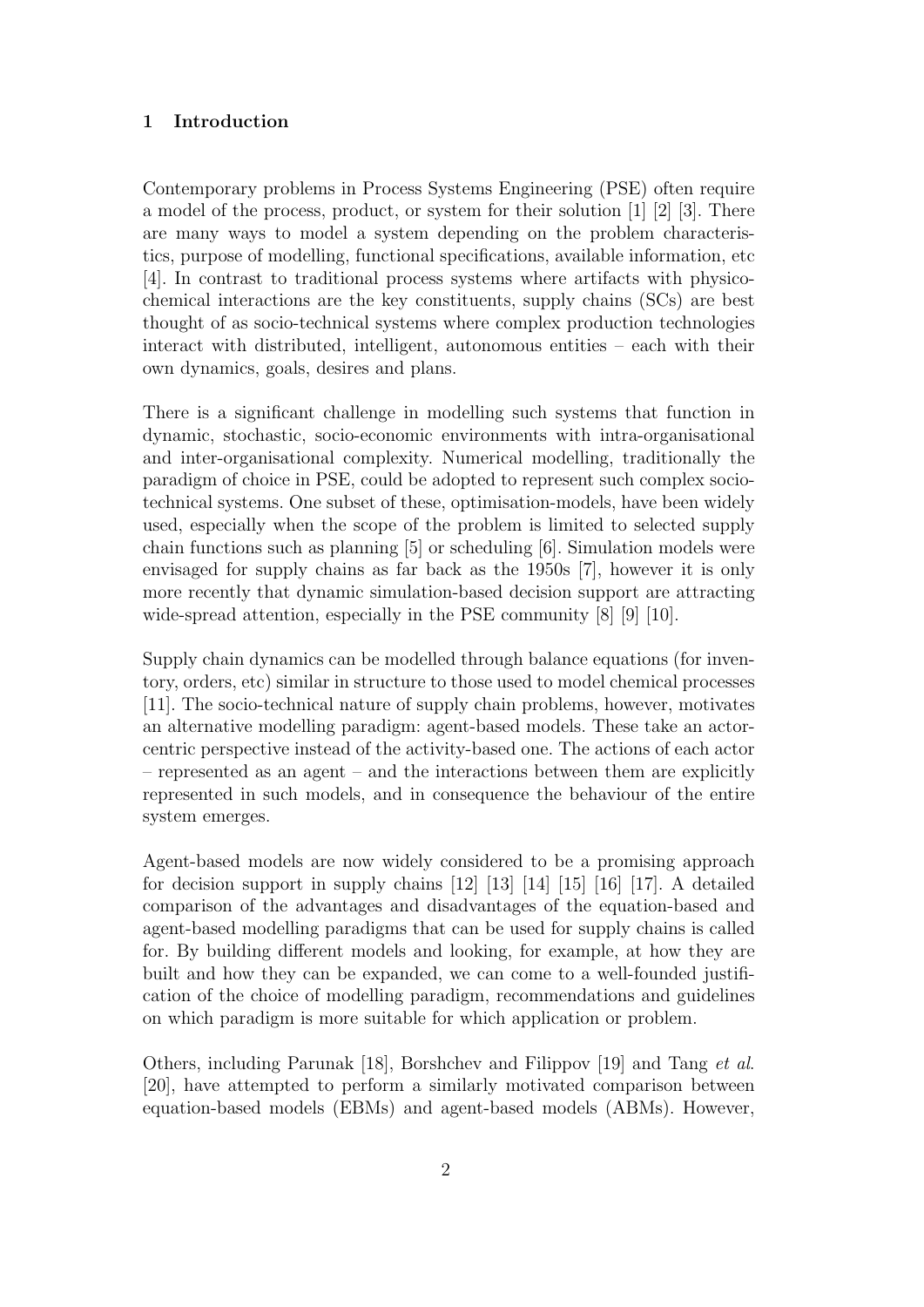# 1 Introduction

Contemporary problems in Process Systems Engineering (PSE) often require a model of the process, product, or system for their solution [1] [2] [3]. There are many ways to model a system depending on the problem characteristics, purpose of modelling, functional specifications, available information, etc [4]. In contrast to traditional process systems where artifacts with physico-chemical interactions are the key constituents, supply chains (SCs) are best thought of as socio-technical systems where complex production technologies interact with distributed, intelligent, autonomous entities – each with their own dynamics, goals, desires and plans.

There is a significant challenge in modelling such systems that function in dynamic, stochastic, socio-economic environments with intra-organisational and inter-organisational complexity. Numerical modelling, traditionally the paradigm of choice in PSE, could be adopted to represent such complex socio-technical systems. One subset of these, optimisation-models, have been widely used, especially when the scope of the problem is limited to selected supply chain functions such as planning [5] or scheduling [6]. Simulation models were envisaged for supply chains as far back as the 1950s [7], however it is only more recently that dynamic simulation-based decision support are attracting wide-spread attention, especially in the PSE community [8] [9] [10].

Supply chain dynamics can be modelled through balance equations (for inventory, orders, etc) similar in structure to those used to model chemical processes [11]. The socio-technical nature of supply chain problems, however, motivates an alternative modelling paradigm: agent-based models. These take an actor-centric perspective instead of the activity-based one. The actions of each actor – represented as an agent – and the interactions between them are explicitly represented in such models, and in consequence the behaviour of the entire system emerges.

Agent-based models are now widely considered to be a promising approach for decision support in supply chains [12] [13] [14] [15] [16] [17]. A detailed comparison of the advantages and disadvantages of the equation-based and agent-based modelling paradigms that can be used for supply chains is called for. By building different models and looking, for example, at how they are built and how they can be expanded, we can come to a well-founded justification of the choice of modelling paradigm, recommendations and guidelines on which paradigm is more suitable for which application or problem.

Others, including Parunak [18], Borshchev and Filippov [19] and Tang *et al.* [20], have attempted to perform a similarly motivated comparison between equation-based models (EBMs) and agent-based models (ABMs). However,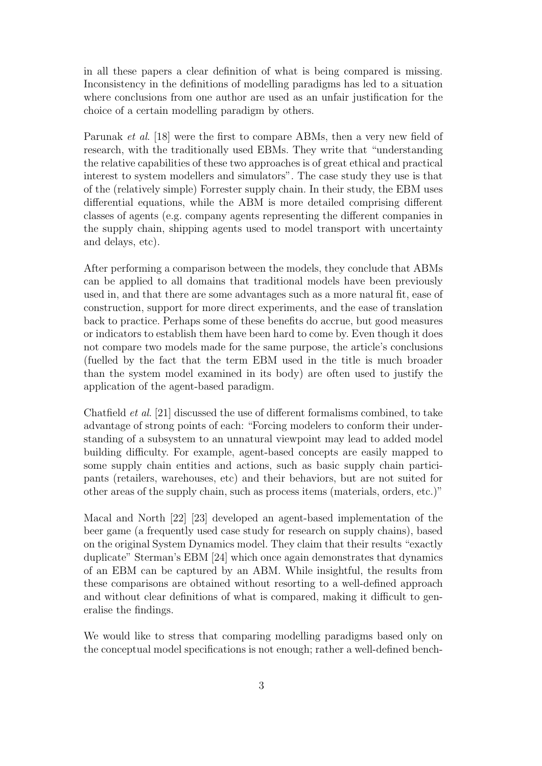in all these papers a clear definition of what is being compared is missing. Inconsistency in the definitions of modelling paradigms has led to a situation where conclusions from one author are used as an unfair justification for the choice of a certain modelling paradigm by others.

Parunak *et al.* [18] were the first to compare ABMs, then a very new field of research, with the traditionally used EBMs. They write that "understanding the relative capabilities of these two approaches is of great ethical and practical interest to system modellers and simulators". The case study they use is that of the (relatively simple) Forrester supply chain. In their study, the EBM uses differential equations, while the ABM is more detailed comprising different classes of agents (e.g. company agents representing the different companies in the supply chain, shipping agents used to model transport with uncertainty and delays, etc).

After performing a comparison between the models, they conclude that ABMs can be applied to all domains that traditional models have been previously used in, and that there are some advantages such as a more natural fit, ease of construction, support for more direct experiments, and the ease of translation back to practice. Perhaps some of these benefits do accrue, but good measures or indicators to establish them have been hard to come by. Even though it does not compare two models made for the same purpose, the article's conclusions (fuelled by the fact that the term EBM used in the title is much broader than the system model examined in its body) are often used to justify the application of the agent-based paradigm.

Chatfield *et al.* [21] discussed the use of different formalisms combined, to take advantage of strong points of each: "Forcing modelers to conform their understanding of a subsystem to an unnatural viewpoint may lead to added model building difficulty. For example, agent-based concepts are easily mapped to some supply chain entities and actions, such as basic supply chain participants (retailers, warehouses, etc) and their behaviors, but are not suited for other areas of the supply chain, such as process items (materials, orders, etc.)"

Macal and North [22] [23] developed an agent-based implementation of the beer game (a frequently used case study for research on supply chains), based on the original System Dynamics model. They claim that their results "exactly duplicate" Sterman's EBM [24] which once again demonstrates that dynamics of an EBM can be captured by an ABM. While insightful, the results from these comparisons are obtained without resorting to a well-defined approach and without clear definitions of what is compared, making it difficult to generalise the findings.

We would like to stress that comparing modelling paradigms based only on the conceptual model specifications is not enough; rather a well-defined bench-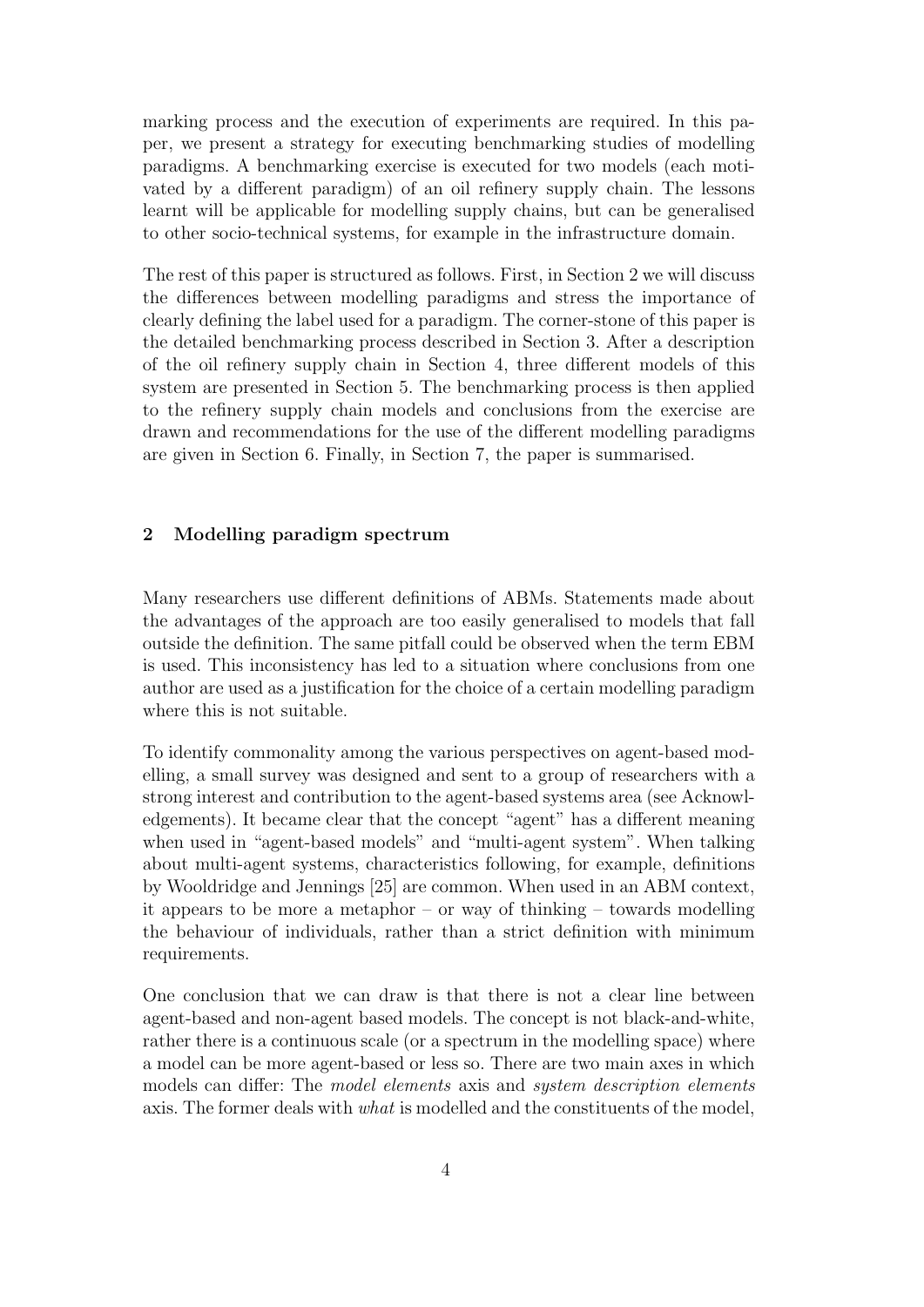marking process and the execution of experiments are required. In this paper, we present a strategy for executing benchmarking studies of modelling paradigms. A benchmarking exercise is executed for two models (each motivated by a different paradigm) of an oil refinery supply chain. The lessons learnt will be applicable for modelling supply chains, but can be generalised to other socio-technical systems, for example in the infrastructure domain.

The rest of this paper is structured as follows. First, in Section 2 we will discuss the differences between modelling paradigms and stress the importance of clearly defining the label used for a paradigm. The corner-stone of this paper is the detailed benchmarking process described in Section 3. After a description of the oil refinery supply chain in Section 4, three different models of this system are presented in Section 5. The benchmarking process is then applied to the refinery supply chain models and conclusions from the exercise are drawn and recommendations for the use of the different modelling paradigms are given in Section 6. Finally, in Section 7, the paper is summarised.

## 2 Modelling paradigm spectrum

Many researchers use different definitions of ABMs. Statements made about the advantages of the approach are too easily generalised to models that fall outside the definition. The same pitfall could be observed when the term EBM is used. This inconsistency has led to a situation where conclusions from one author are used as a justification for the choice of a certain modelling paradigm where this is not suitable.

To identify commonality among the various perspectives on agent-based modelling, a small survey was designed and sent to a group of researchers with a strong interest and contribution to the agent-based systems area (see Acknowledgements). It became clear that the concept "agent" has a different meaning when used in "agent-based models" and "multi-agent system". When talking about multi-agent systems, characteristics following, for example, definitions by Wooldridge and Jennings [25] are common. When used in an ABM context, it appears to be more a metaphor – or way of thinking – towards modelling the behaviour of individuals, rather than a strict definition with minimum requirements.

One conclusion that we can draw is that there is not a clear line between agent-based and non-agent based models. The concept is not black-and-white, rather there is a continuous scale (or a spectrum in the modelling space) where a model can be more agent-based or less so. There are two main axes in which models can differ: The *model elements* axis and *system description elements* axis. The former deals with *what* is modelled and the constituents of the model,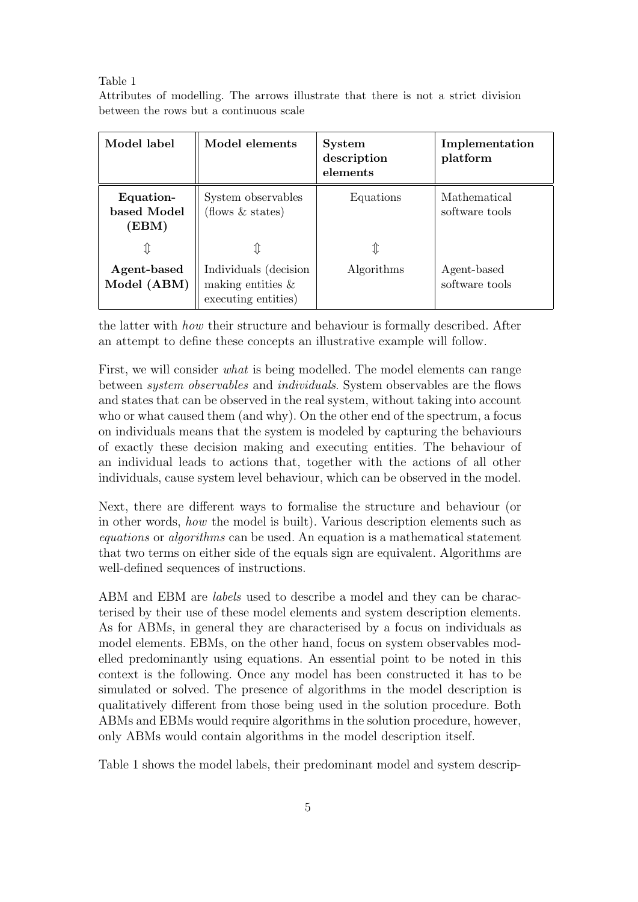Table 1
Attributes of modelling. The arrows illustrate that there is not a strict division between the rows but a continuous scale

| **Model label** | **Model elements** | **System description elements** | **Implementation platform** |
|---|---|---|---|
| **Equation-based Model (EBM)** | System observables (flows & states) | Equations | Mathematical software tools |
| $\Updownarrow$ | $\Updownarrow$ | $\Updownarrow$ | |
| **Agent-based Model (ABM)** | Individuals (decision making entities & executing entities) | Algorithms | Agent-based software tools |

the latter with *how* their structure and behaviour is formally described. After an attempt to define these concepts an illustrative example will follow.

First, we will consider *what* is being modelled. The model elements can range between *system observables* and *individuals*. System observables are the flows and states that can be observed in the real system, without taking into account who or what caused them (and why). On the other end of the spectrum, a focus on individuals means that the system is modeled by capturing the behaviours of exactly these decision making and executing entities. The behaviour of an individual leads to actions that, together with the actions of all other individuals, cause system level behaviour, which can be observed in the model.

Next, there are different ways to formalise the structure and behaviour (or in other words, *how* the model is built). Various description elements such as *equations* or *algorithms* can be used. An equation is a mathematical statement that two terms on either side of the equals sign are equivalent. Algorithms are well-defined sequences of instructions.

ABM and EBM are *labels* used to describe a model and they can be characterised by their use of these model elements and system description elements. As for ABMs, in general they are characterised by a focus on individuals as model elements. EBMs, on the other hand, focus on system observables modelled predominantly using equations. An essential point to be noted in this context is the following. Once any model has been constructed it has to be simulated or solved. The presence of algorithms in the model description is qualitatively different from those being used in the solution procedure. Both ABMs and EBMs would require algorithms in the solution procedure, however, only ABMs would contain algorithms in the model description itself.

Table 1 shows the model labels, their predominant model and system descrip-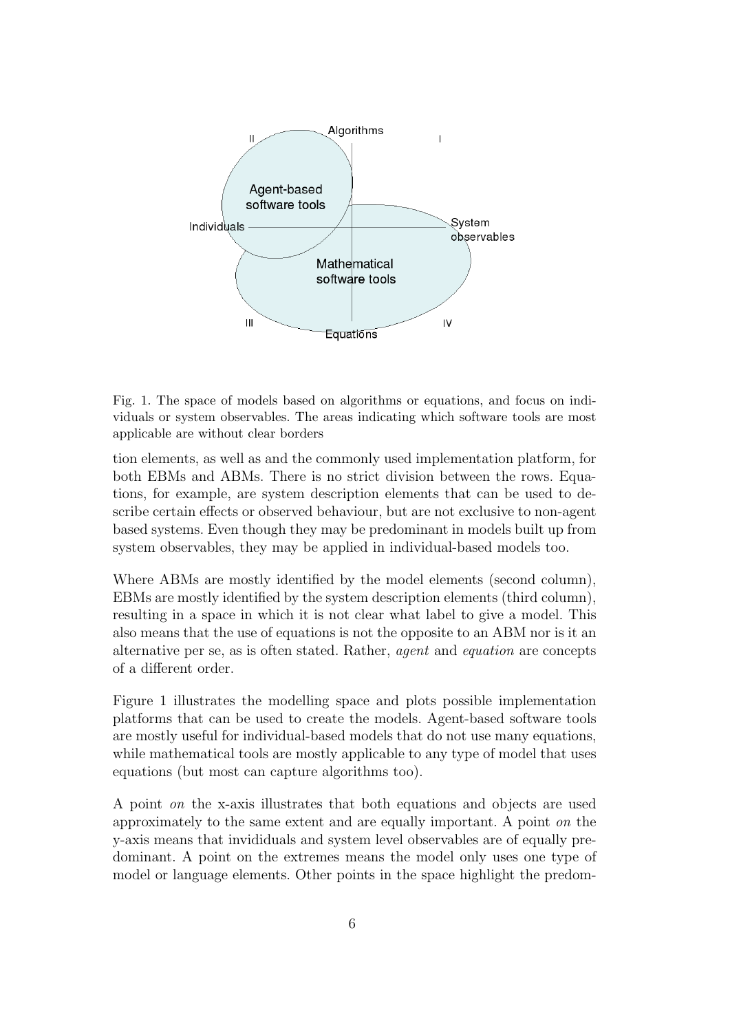Fig. 1. The space of models based on algorithms or equations, and focus on individuals or system observables. The areas indicating which software tools are most applicable are without clear borders

tion elements, as well as and the commonly used implementation platform, for both EBMs and ABMs. There is no strict division between the rows. Equations, for example, are system description elements that can be used to describe certain effects or observed behaviour, but are not exclusive to non-agent based systems. Even though they may be predominant in models built up from system observables, they may be applied in individual-based models too.

Where ABMs are mostly identified by the model elements (second column), EBMs are mostly identified by the system description elements (third column), resulting in a space in which it is not clear what label to give a model. This also means that the use of equations is not the opposite to an ABM nor is it an alternative per se, as is often stated. Rather, *agent* and *equation* are concepts of a different order.

Figure 1 illustrates the modelling space and plots possible implementation platforms that can be used to create the models. Agent-based software tools are mostly useful for individual-based models that do not use many equations, while mathematical tools are mostly applicable to any type of model that uses equations (but most can capture algorithms too).

A point *on* the x-axis illustrates that both equations and objects are used approximately to the same extent and are equally important. A point *on* the y-axis means that invididuals and system level observables are of equally predominant. A point on the extremes means the model only uses one type of model or language elements. Other points in the space highlight the predom-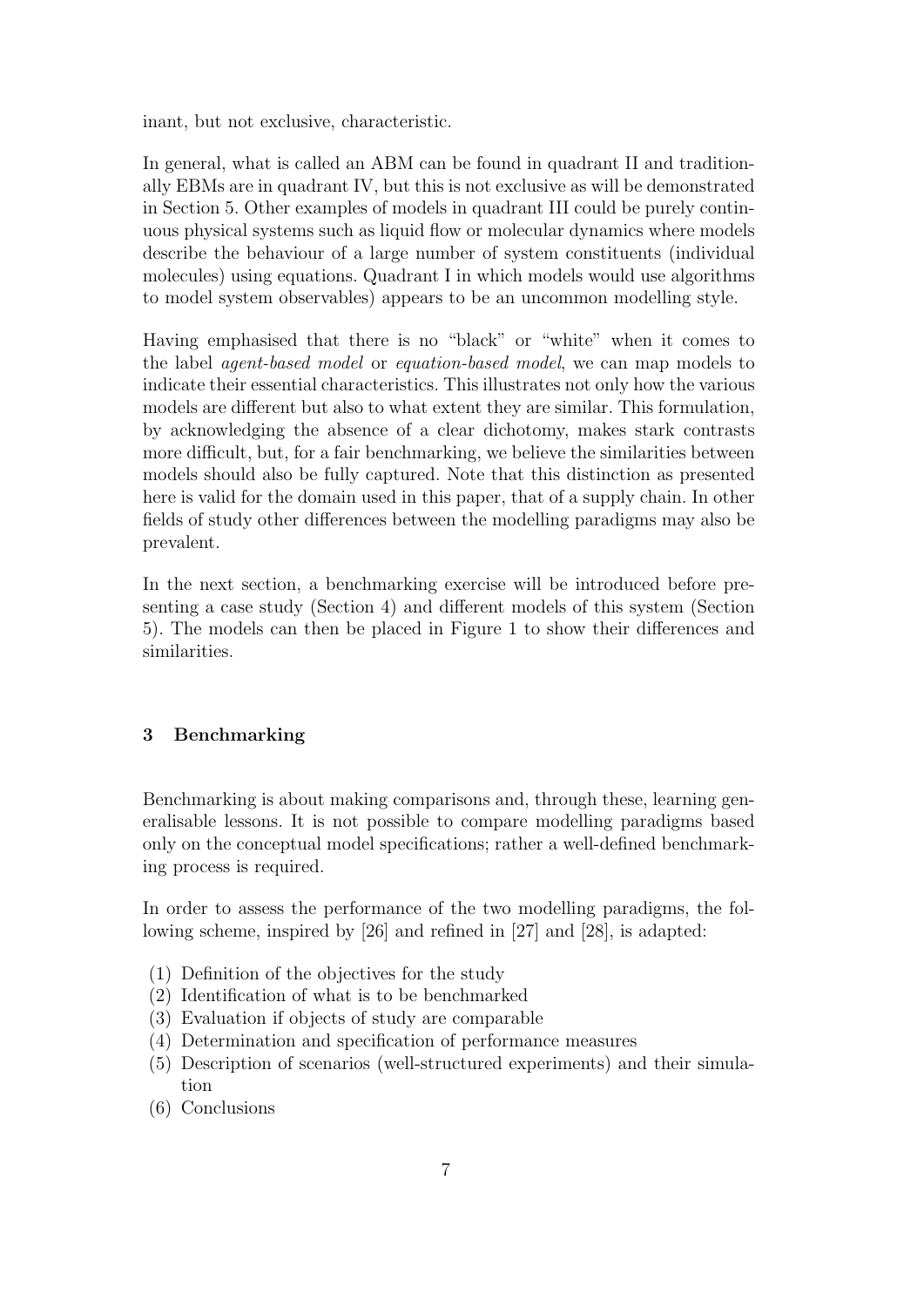inant, but not exclusive, characteristic.

In general, what is called an ABM can be found in quadrant II and traditionally EBMs are in quadrant IV, but this is not exclusive as will be demonstrated in Section 5. Other examples of models in quadrant III could be purely continuous physical systems such as liquid flow or molecular dynamics where models describe the behaviour of a large number of system constituents (individual molecules) using equations. Quadrant I in which models would use algorithms to model system observables) appears to be an uncommon modelling style.

Having emphasised that there is no "black" or "white" when it comes to the label *agent-based model* or *equation-based model*, we can map models to indicate their essential characteristics. This illustrates not only how the various models are different but also to what extent they are similar. This formulation, by acknowledging the absence of a clear dichotomy, makes stark contrasts more difficult, but, for a fair benchmarking, we believe the similarities between models should also be fully captured. Note that this distinction as presented here is valid for the domain used in this paper, that of a supply chain. In other fields of study other differences between the modelling paradigms may also be prevalent.

In the next section, a benchmarking exercise will be introduced before presenting a case study (Section 4) and different models of this system (Section 5). The models can then be placed in Figure 1 to show their differences and similarities.

## 3 Benchmarking

Benchmarking is about making comparisons and, through these, learning generalisable lessons. It is not possible to compare modelling paradigms based only on the conceptual model specifications; rather a well-defined benchmarking process is required.

In order to assess the performance of the two modelling paradigms, the following scheme, inspired by [26] and refined in [27] and [28], is adapted:

(1) Definition of the objectives for the study
(2) Identification of what is to be benchmarked
(3) Evaluation if objects of study are comparable
(4) Determination and specification of performance measures
(5) Description of scenarios (well-structured experiments) and their simulation
(6) Conclusions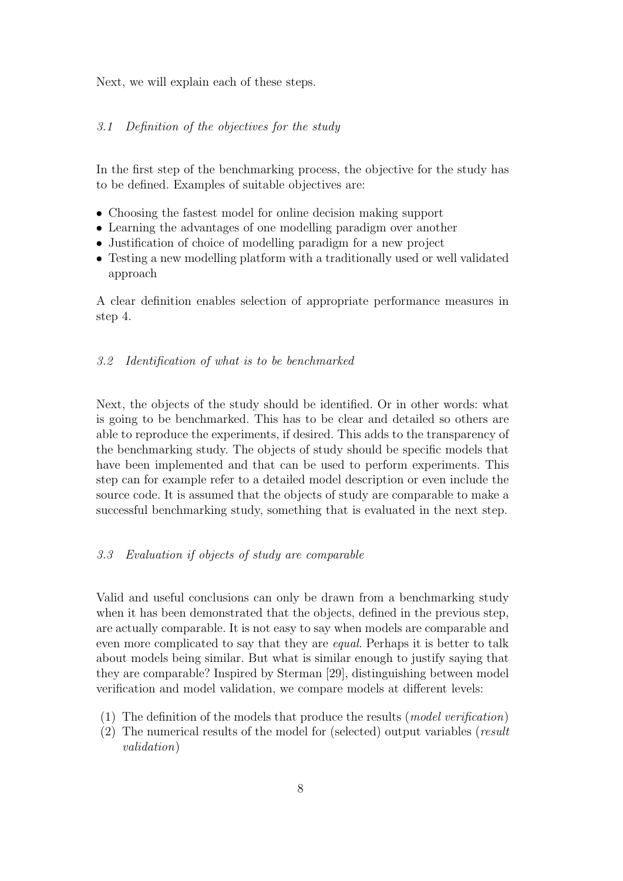Next, we will explain each of these steps.

### *3.1 Definition of the objectives for the study*

In the first step of the benchmarking process, the objective for the study has to be defined. Examples of suitable objectives are:

- Choosing the fastest model for online decision making support
- Learning the advantages of one modelling paradigm over another
- Justification of choice of modelling paradigm for a new project
- Testing a new modelling platform with a traditionally used or well validated approach

A clear definition enables selection of appropriate performance measures in step 4.

### *3.2 Identification of what is to be benchmarked*

Next, the objects of the study should be identified. Or in other words: what is going to be benchmarked. This has to be clear and detailed so others are able to reproduce the experiments, if desired. This adds to the transparency of the benchmarking study. The objects of study should be specific models that have been implemented and that can be used to perform experiments. This step can for example refer to a detailed model description or even include the source code. It is assumed that the objects of study are comparable to make a successful benchmarking study, something that is evaluated in the next step.

### *3.3 Evaluation if objects of study are comparable*

Valid and useful conclusions can only be drawn from a benchmarking study when it has been demonstrated that the objects, defined in the previous step, are actually comparable. It is not easy to say when models are comparable and even more complicated to say that they are *equal*. Perhaps it is better to talk about models being similar. But what is similar enough to justify saying that they are comparable? Inspired by Sterman [29], distinguishing between model verification and model validation, we compare models at different levels:

(1) The definition of the models that produce the results (*model verification*)
(2) The numerical results of the model for (selected) output variables (*result validation*)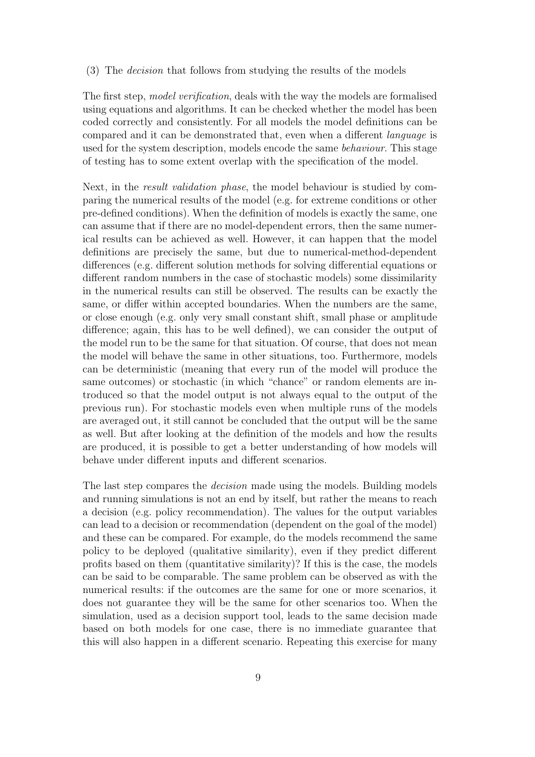(3) The *decision* that follows from studying the results of the models

The first step, *model verification*, deals with the way the models are formalised using equations and algorithms. It can be checked whether the model has been coded correctly and consistently. For all models the model definitions can be compared and it can be demonstrated that, even when a different *language* is used for the system description, models encode the same *behaviour*. This stage of testing has to some extent overlap with the specification of the model.

Next, in the *result validation phase*, the model behaviour is studied by comparing the numerical results of the model (e.g. for extreme conditions or other pre-defined conditions). When the definition of models is exactly the same, one can assume that if there are no model-dependent errors, then the same numerical results can be achieved as well. However, it can happen that the model definitions are precisely the same, but due to numerical-method-dependent differences (e.g. different solution methods for solving differential equations or different random numbers in the case of stochastic models) some dissimilarity in the numerical results can still be observed. The results can be exactly the same, or differ within accepted boundaries. When the numbers are the same, or close enough (e.g. only very small constant shift, small phase or amplitude difference; again, this has to be well defined), we can consider the output of the model run to be the same for that situation. Of course, that does not mean the model will behave the same in other situations, too. Furthermore, models can be deterministic (meaning that every run of the model will produce the same outcomes) or stochastic (in which "chance" or random elements are introduced so that the model output is not always equal to the output of the previous run). For stochastic models even when multiple runs of the models are averaged out, it still cannot be concluded that the output will be the same as well. But after looking at the definition of the models and how the results are produced, it is possible to get a better understanding of how models will behave under different inputs and different scenarios.

The last step compares the *decision* made using the models. Building models and running simulations is not an end by itself, but rather the means to reach a decision (e.g. policy recommendation). The values for the output variables can lead to a decision or recommendation (dependent on the goal of the model) and these can be compared. For example, do the models recommend the same policy to be deployed (qualitative similarity), even if they predict different profits based on them (quantitative similarity)? If this is the case, the models can be said to be comparable. The same problem can be observed as with the numerical results: if the outcomes are the same for one or more scenarios, it does not guarantee they will be the same for other scenarios too. When the simulation, used as a decision support tool, leads to the same decision made based on both models for one case, there is no immediate guarantee that this will also happen in a different scenario. Repeating this exercise for many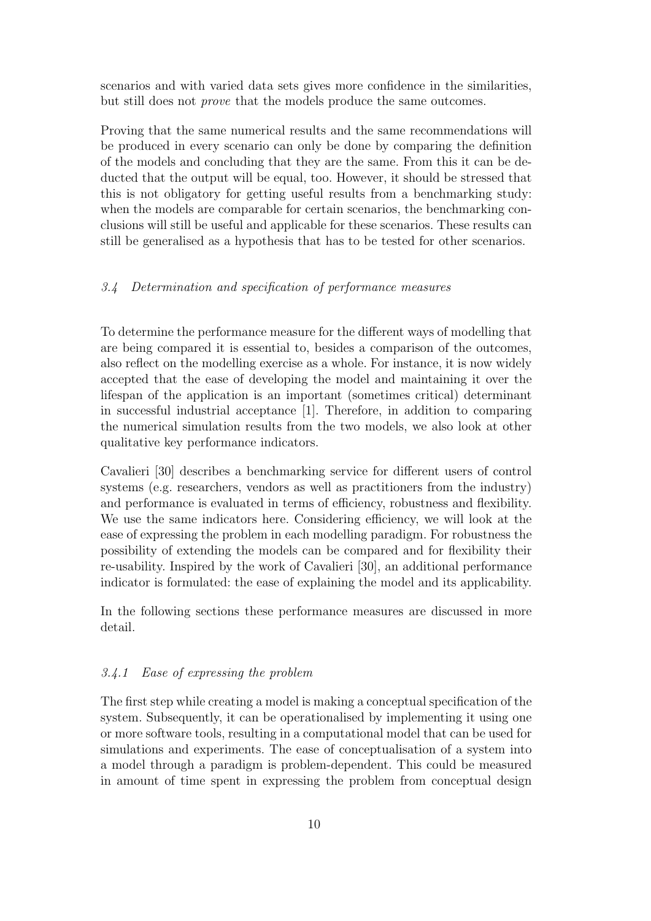scenarios and with varied data sets gives more confidence in the similarities, but still does not *prove* that the models produce the same outcomes.

Proving that the same numerical results and the same recommendations will be produced in every scenario can only be done by comparing the definition of the models and concluding that they are the same. From this it can be deducted that the output will be equal, too. However, it should be stressed that this is not obligatory for getting useful results from a benchmarking study: when the models are comparable for certain scenarios, the benchmarking conclusions will still be useful and applicable for these scenarios. These results can still be generalised as a hypothesis that has to be tested for other scenarios.

### *3.4 Determination and specification of performance measures*

To determine the performance measure for the different ways of modelling that are being compared it is essential to, besides a comparison of the outcomes, also reflect on the modelling exercise as a whole. For instance, it is now widely accepted that the ease of developing the model and maintaining it over the lifespan of the application is an important (sometimes critical) determinant in successful industrial acceptance [1]. Therefore, in addition to comparing the numerical simulation results from the two models, we also look at other qualitative key performance indicators.

Cavalieri [30] describes a benchmarking service for different users of control systems (e.g. researchers, vendors as well as practitioners from the industry) and performance is evaluated in terms of efficiency, robustness and flexibility. We use the same indicators here. Considering efficiency, we will look at the ease of expressing the problem in each modelling paradigm. For robustness the possibility of extending the models can be compared and for flexibility their re-usability. Inspired by the work of Cavalieri [30], an additional performance indicator is formulated: the ease of explaining the model and its applicability.

In the following sections these performance measures are discussed in more detail.

#### *3.4.1 Ease of expressing the problem*

The first step while creating a model is making a conceptual specification of the system. Subsequently, it can be operationalised by implementing it using one or more software tools, resulting in a computational model that can be used for simulations and experiments. The ease of conceptualisation of a system into a model through a paradigm is problem-dependent. This could be measured in amount of time spent in expressing the problem from conceptual design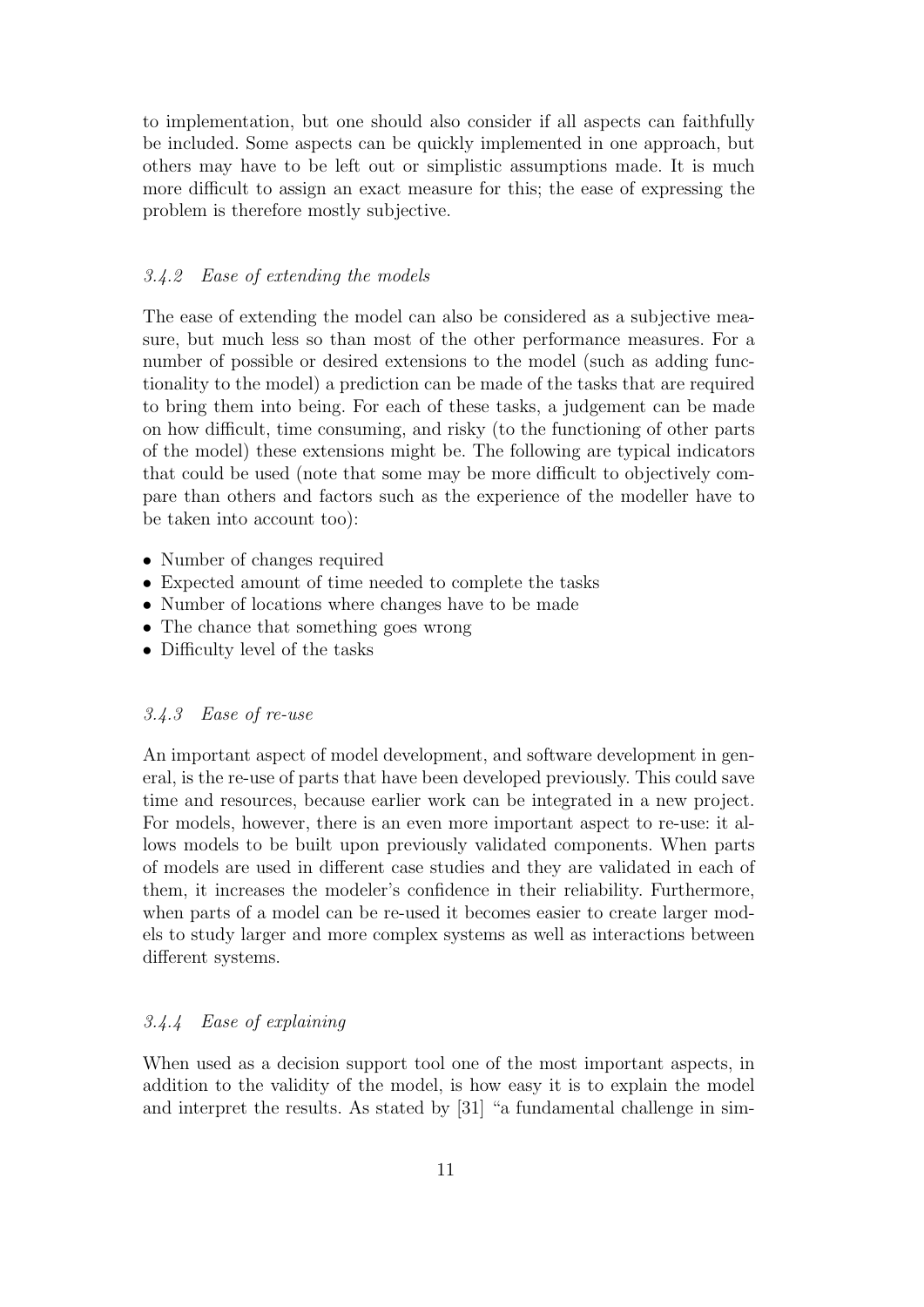to implementation, but one should also consider if all aspects can faithfully be included. Some aspects can be quickly implemented in one approach, but others may have to be left out or simplistic assumptions made. It is much more difficult to assign an exact measure for this; the ease of expressing the problem is therefore mostly subjective.

### *3.4.2 Ease of extending the models*

The ease of extending the model can also be considered as a subjective measure, but much less so than most of the other performance measures. For a number of possible or desired extensions to the model (such as adding functionality to the model) a prediction can be made of the tasks that are required to bring them into being. For each of these tasks, a judgement can be made on how difficult, time consuming, and risky (to the functioning of other parts of the model) these extensions might be. The following are typical indicators that could be used (note that some may be more difficult to objectively compare than others and factors such as the experience of the modeller have to be taken into account too):

- Number of changes required
- Expected amount of time needed to complete the tasks
- Number of locations where changes have to be made
- The chance that something goes wrong
- Difficulty level of the tasks

### *3.4.3 Ease of re-use*

An important aspect of model development, and software development in general, is the re-use of parts that have been developed previously. This could save time and resources, because earlier work can be integrated in a new project. For models, however, there is an even more important aspect to re-use: it allows models to be built upon previously validated components. When parts of models are used in different case studies and they are validated in each of them, it increases the modeler's confidence in their reliability. Furthermore, when parts of a model can be re-used it becomes easier to create larger models to study larger and more complex systems as well as interactions between different systems.

### *3.4.4 Ease of explaining*

When used as a decision support tool one of the most important aspects, in addition to the validity of the model, is how easy it is to explain the model and interpret the results. As stated by [31] "a fundamental challenge in sim-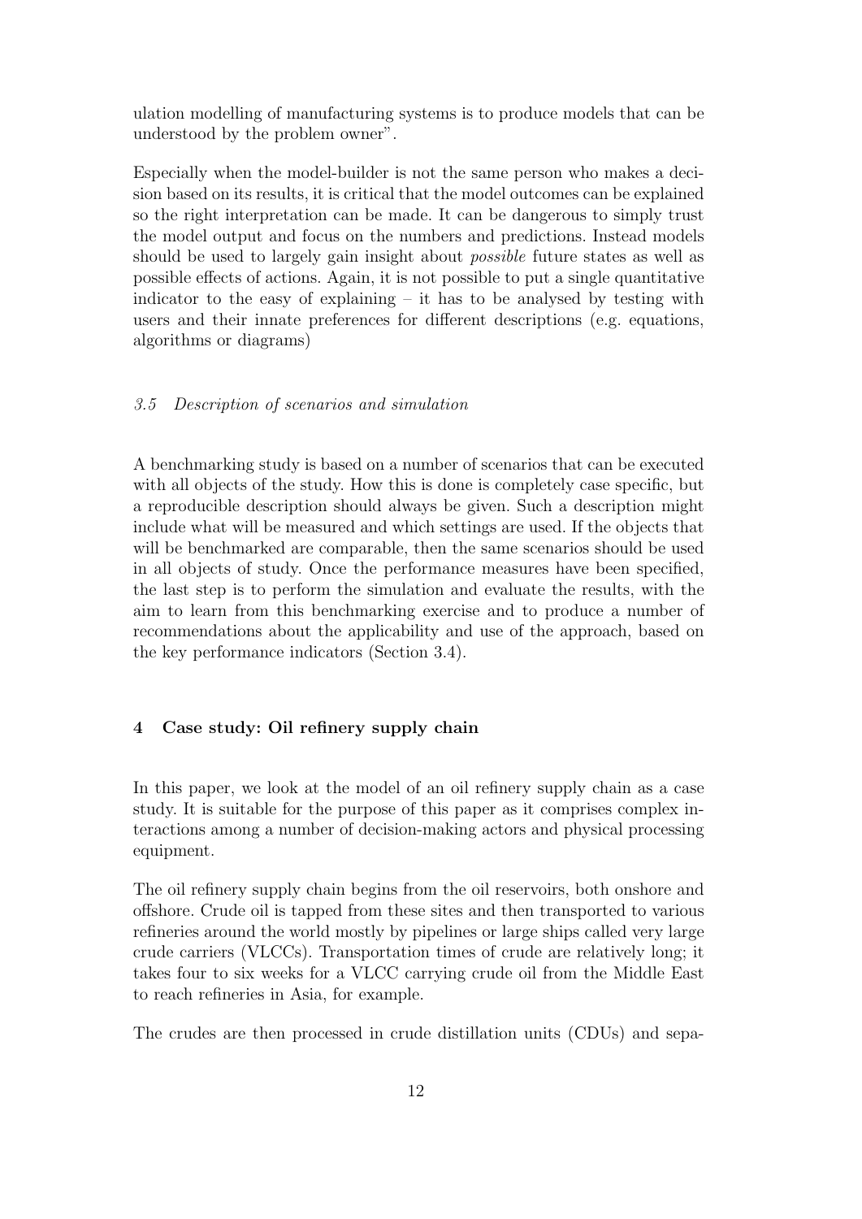ulation modelling of manufacturing systems is to produce models that can be understood by the problem owner".

Especially when the model-builder is not the same person who makes a decision based on its results, it is critical that the model outcomes can be explained so the right interpretation can be made. It can be dangerous to simply trust the model output and focus on the numbers and predictions. Instead models should be used to largely gain insight about *possible* future states as well as possible effects of actions. Again, it is not possible to put a single quantitative indicator to the easy of explaining – it has to be analysed by testing with users and their innate preferences for different descriptions (e.g. equations, algorithms or diagrams)

### *3.5 Description of scenarios and simulation*

A benchmarking study is based on a number of scenarios that can be executed with all objects of the study. How this is done is completely case specific, but a reproducible description should always be given. Such a description might include what will be measured and which settings are used. If the objects that will be benchmarked are comparable, then the same scenarios should be used in all objects of study. Once the performance measures have been specified, the last step is to perform the simulation and evaluate the results, with the aim to learn from this benchmarking exercise and to produce a number of recommendations about the applicability and use of the approach, based on the key performance indicators (Section 3.4).

## 4 Case study: Oil refinery supply chain

In this paper, we look at the model of an oil refinery supply chain as a case study. It is suitable for the purpose of this paper as it comprises complex interactions among a number of decision-making actors and physical processing equipment.

The oil refinery supply chain begins from the oil reservoirs, both onshore and offshore. Crude oil is tapped from these sites and then transported to various refineries around the world mostly by pipelines or large ships called very large crude carriers (VLCCs). Transportation times of crude are relatively long; it takes four to six weeks for a VLCC carrying crude oil from the Middle East to reach refineries in Asia, for example.

The crudes are then processed in crude distillation units (CDUs) and sepa-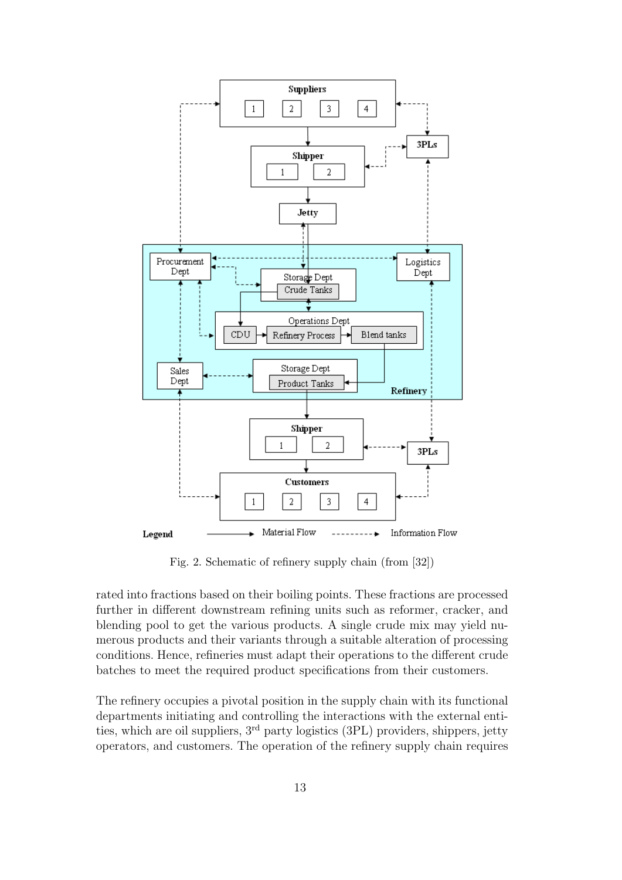Fig. 2. Schematic of refinery supply chain (from [32])

rated into fractions based on their boiling points. These fractions are processed further in different downstream refining units such as reformer, cracker, and blending pool to get the various products. A single crude mix may yield numerous products and their variants through a suitable alteration of processing conditions. Hence, refineries must adapt their operations to the different crude batches to meet the required product specifications from their customers.

The refinery occupies a pivotal position in the supply chain with its functional departments initiating and controlling the interactions with the external entities, which are oil suppliers, 3rd party logistics (3PL) providers, shippers, jetty operators, and customers. The operation of the refinery supply chain requires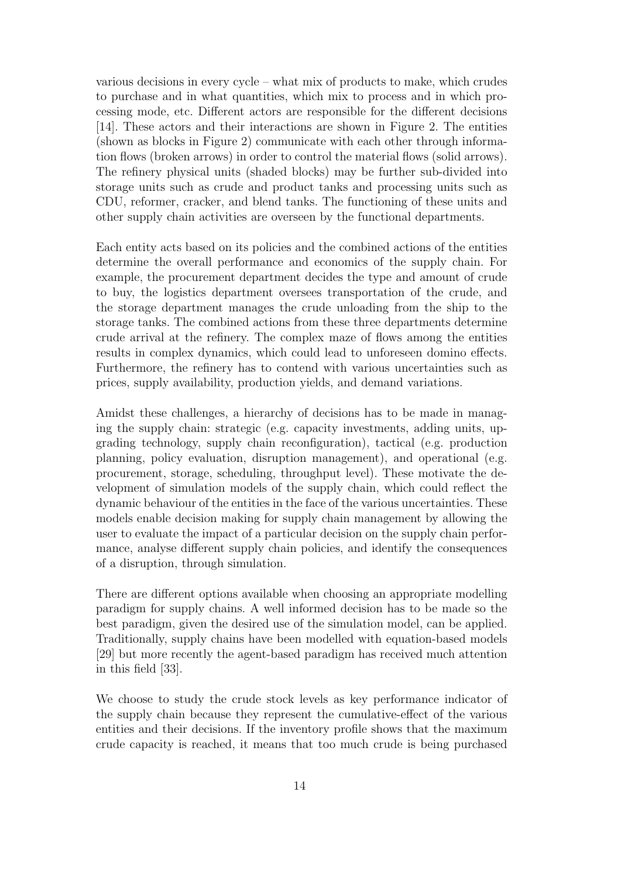various decisions in every cycle – what mix of products to make, which crudes to purchase and in what quantities, which mix to process and in which processing mode, etc. Different actors are responsible for the different decisions [14]. These actors and their interactions are shown in Figure 2. The entities (shown as blocks in Figure 2) communicate with each other through information flows (broken arrows) in order to control the material flows (solid arrows). The refinery physical units (shaded blocks) may be further sub-divided into storage units such as crude and product tanks and processing units such as CDU, reformer, cracker, and blend tanks. The functioning of these units and other supply chain activities are overseen by the functional departments.

Each entity acts based on its policies and the combined actions of the entities determine the overall performance and economics of the supply chain. For example, the procurement department decides the type and amount of crude to buy, the logistics department oversees transportation of the crude, and the storage department manages the crude unloading from the ship to the storage tanks. The combined actions from these three departments determine crude arrival at the refinery. The complex maze of flows among the entities results in complex dynamics, which could lead to unforeseen domino effects. Furthermore, the refinery has to contend with various uncertainties such as prices, supply availability, production yields, and demand variations.

Amidst these challenges, a hierarchy of decisions has to be made in managing the supply chain: strategic (e.g. capacity investments, adding units, upgrading technology, supply chain reconfiguration), tactical (e.g. production planning, policy evaluation, disruption management), and operational (e.g. procurement, storage, scheduling, throughput level). These motivate the development of simulation models of the supply chain, which could reflect the dynamic behaviour of the entities in the face of the various uncertainties. These models enable decision making for supply chain management by allowing the user to evaluate the impact of a particular decision on the supply chain performance, analyse different supply chain policies, and identify the consequences of a disruption, through simulation.

There are different options available when choosing an appropriate modelling paradigm for supply chains. A well informed decision has to be made so the best paradigm, given the desired use of the simulation model, can be applied. Traditionally, supply chains have been modelled with equation-based models [29] but more recently the agent-based paradigm has received much attention in this field [33].

We choose to study the crude stock levels as key performance indicator of the supply chain because they represent the cumulative-effect of the various entities and their decisions. If the inventory profile shows that the maximum crude capacity is reached, it means that too much crude is being purchased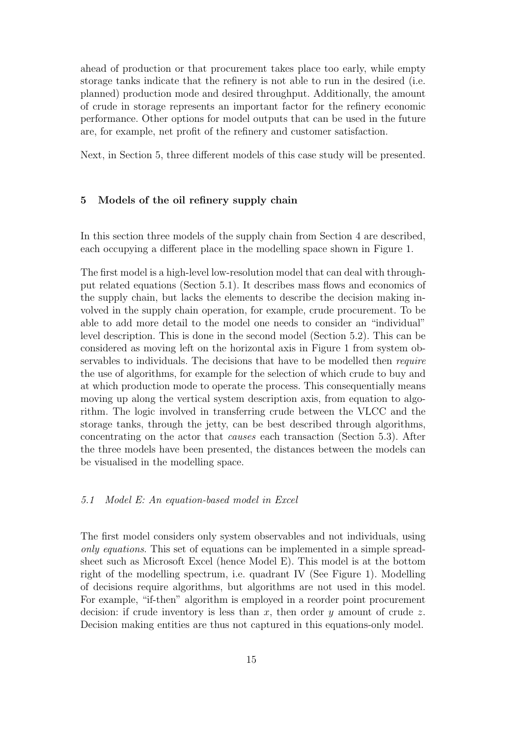ahead of production or that procurement takes place too early, while empty storage tanks indicate that the refinery is not able to run in the desired (i.e. planned) production mode and desired throughput. Additionally, the amount of crude in storage represents an important factor for the refinery economic performance. Other options for model outputs that can be used in the future are, for example, net profit of the refinery and customer satisfaction.

Next, in Section 5, three different models of this case study will be presented.

## 5 Models of the oil refinery supply chain

In this section three models of the supply chain from Section 4 are described, each occupying a different place in the modelling space shown in Figure 1.

The first model is a high-level low-resolution model that can deal with throughput related equations (Section 5.1). It describes mass flows and economics of the supply chain, but lacks the elements to describe the decision making involved in the supply chain operation, for example, crude procurement. To be able to add more detail to the model one needs to consider an "individual" level description. This is done in the second model (Section 5.2). This can be considered as moving left on the horizontal axis in Figure 1 from system observables to individuals. The decisions that have to be modelled then *require* the use of algorithms, for example for the selection of which crude to buy and at which production mode to operate the process. This consequentially means moving up along the vertical system description axis, from equation to algorithm. The logic involved in transferring crude between the VLCC and the storage tanks, through the jetty, can be best described through algorithms, concentrating on the actor that *causes* each transaction (Section 5.3). After the three models have been presented, the distances between the models can be visualised in the modelling space.

### *5.1 Model E: An equation-based model in Excel*

The first model considers only system observables and not individuals, using *only equations*. This set of equations can be implemented in a simple spreadsheet such as Microsoft Excel (hence Model E). This model is at the bottom right of the modelling spectrum, i.e. quadrant IV (See Figure 1). Modelling of decisions require algorithms, but algorithms are not used in this model. For example, "if-then" algorithm is employed in a reorder point procurement decision: if crude inventory is less than $x$, then order $y$ amount of crude $z$. Decision making entities are thus not captured in this equations-only model.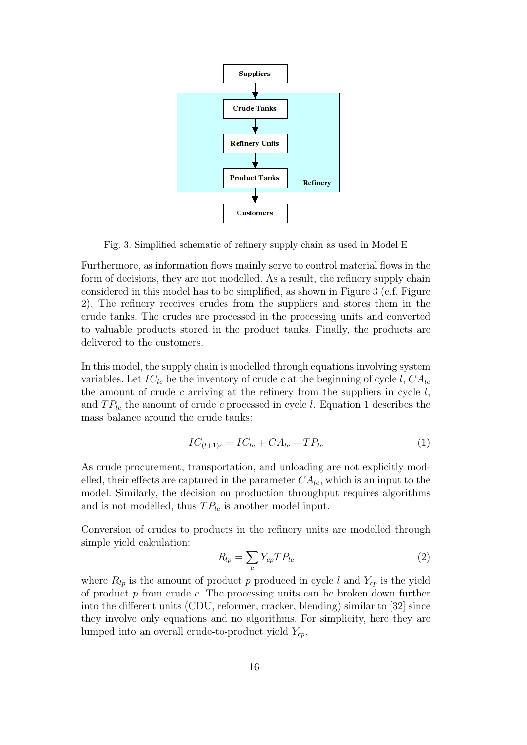Suppliers

Crude Tanks

Refinery Units

Product Tanks

Refinery

Customers

Fig. 3. Simplified schematic of refinery supply chain as used in Model E

Furthermore, as information flows mainly serve to control material flows in the form of decisions, they are not modelled. As a result, the refinery supply chain considered in this model has to be simplified, as shown in Figure 3 (c.f. Figure 2). The refinery receives crudes from the suppliers and stores them in the crude tanks. The crudes are processed in the processing units and converted to valuable products stored in the product tanks. Finally, the products are delivered to the customers.

In this model, the supply chain is modelled through equations involving system variables. Let $IC_{lc}$ be the inventory of crude $c$ at the beginning of cycle $l$, $CA_{lc}$ the amount of crude $c$ arriving at the refinery from the suppliers in cycle $l$, and $TP_{lc}$ the amount of crude $c$ processed in cycle $l$. Equation 1 describes the mass balance around the crude tanks:

$$IC_{(l+1)c} = IC_{lc} + CA_{lc} - TP_{lc} \tag{1}$$

As crude procurement, transportation, and unloading are not explicitly modelled, their effects are captured in the parameter $CA_{lc}$, which is an input to the model. Similarly, the decision on production throughput requires algorithms and is not modelled, thus $TP_{lc}$ is another model input.

Conversion of crudes to products in the refinery units are modelled through simple yield calculation:

$$R_{lp} = \sum_{c} Y_{cp} TP_{lc} \tag{2}$$

where $R_{lp}$ is the amount of product $p$ produced in cycle $l$ and $Y_{cp}$ is the yield of product $p$ from crude $c$. The processing units can be broken down further into the different units (CDU, reformer, cracker, blending) similar to [32] since they involve only equations and no algorithms. For simplicity, here they are lumped into an overall crude-to-product yield $Y_{cp}$.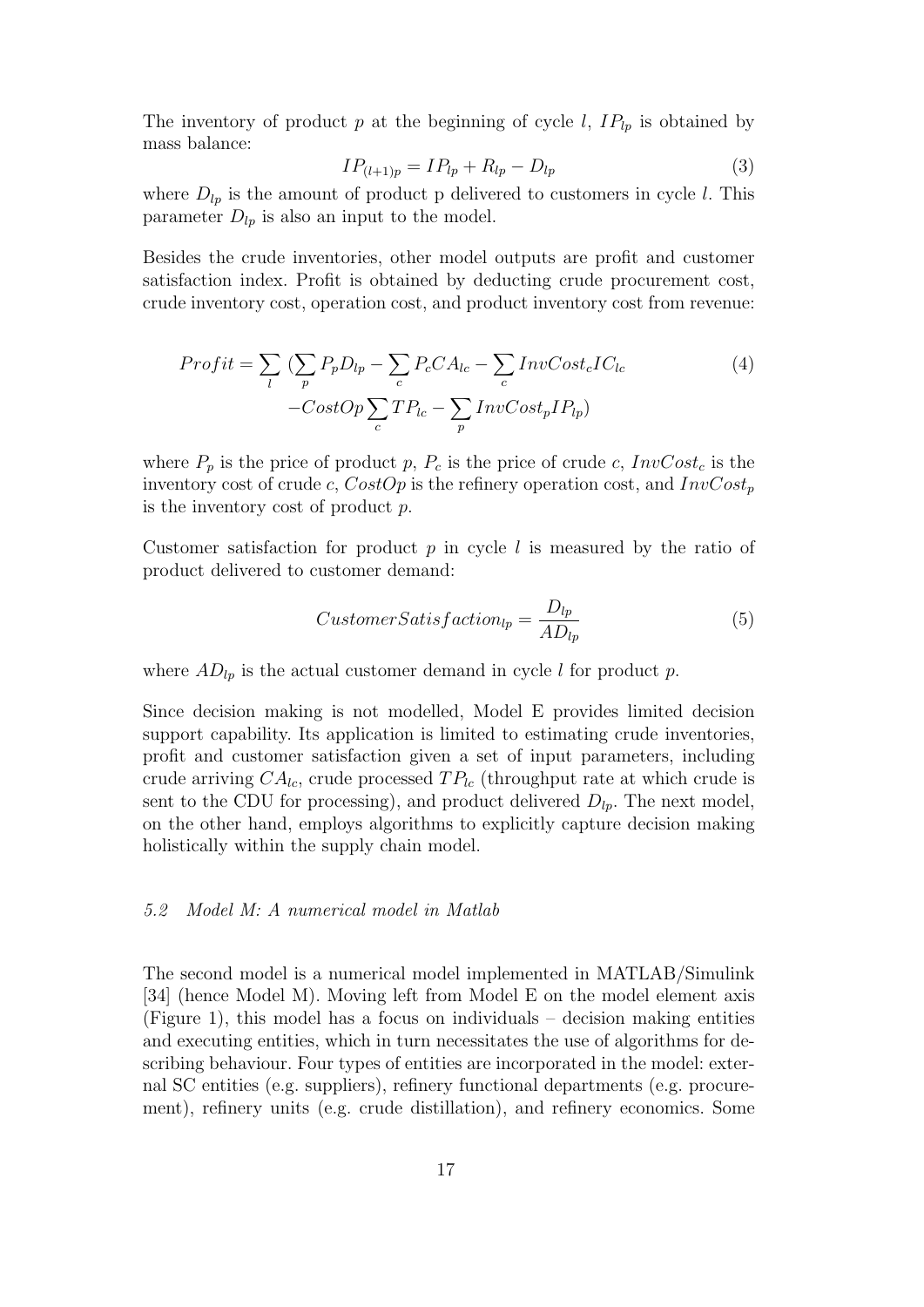The inventory of product $p$ at the beginning of cycle $l$, $IP_{lp}$ is obtained by mass balance:

$$IP_{(l+1)p} = IP_{lp} + R_{lp} - D_{lp} \tag{3}$$

where $D_{lp}$ is the amount of product p delivered to customers in cycle $l$. This parameter $D_{lp}$ is also an input to the model.

Besides the crude inventories, other model outputs are profit and customer satisfaction index. Profit is obtained by deducting crude procurement cost, crude inventory cost, operation cost, and product inventory cost from revenue:

$$\begin{aligned} Profit = \sum_{l} \Big( & \sum_{p} P_p D_{lp} - \sum_{c} P_c CA_{lc} - \sum_{c} InvCost_c IC_{lc} \\ & - CostOp \sum_{c} TP_{lc} - \sum_{p} InvCost_p IP_{lp} \Big) \end{aligned} \tag{4}$$

where $P_p$ is the price of product $p$, $P_c$ is the price of crude $c$, $InvCost_c$ is the inventory cost of crude $c$, $CostOp$ is the refinery operation cost, and $InvCost_p$ is the inventory cost of product $p$.

Customer satisfaction for product $p$ in cycle $l$ is measured by the ratio of product delivered to customer demand:

$$CustomerSatisfaction_{lp} = \frac{D_{lp}}{AD_{lp}} \tag{5}$$

where $AD_{lp}$ is the actual customer demand in cycle $l$ for product $p$.

Since decision making is not modelled, Model E provides limited decision support capability. Its application is limited to estimating crude inventories, profit and customer satisfaction given a set of input parameters, including crude arriving $CA_{lc}$, crude processed $TP_{lc}$ (throughput rate at which crude is sent to the CDU for processing), and product delivered $D_{lp}$. The next model, on the other hand, employs algorithms to explicitly capture decision making holistically within the supply chain model.

### *5.2 Model M: A numerical model in Matlab*

The second model is a numerical model implemented in MATLAB/Simulink [34] (hence Model M). Moving left from Model E on the model element axis (Figure 1), this model has a focus on individuals – decision making entities and executing entities, which in turn necessitates the use of algorithms for describing behaviour. Four types of entities are incorporated in the model: external SC entities (e.g. suppliers), refinery functional departments (e.g. procurement), refinery units (e.g. crude distillation), and refinery economics. Some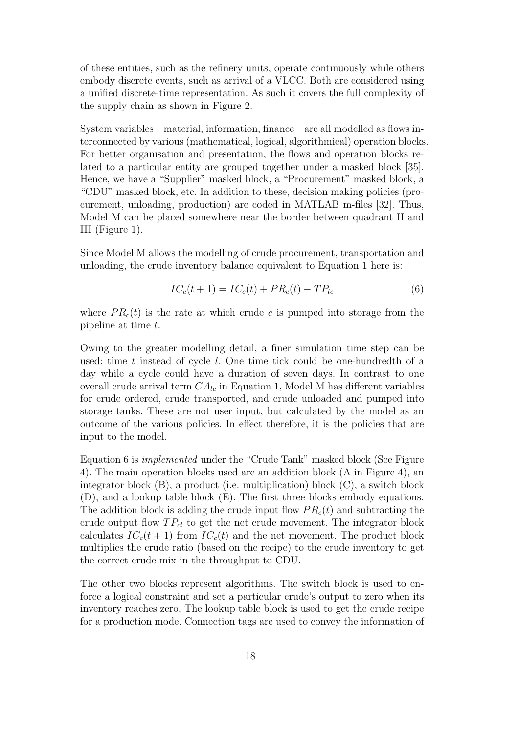of these entities, such as the refinery units, operate continuously while others embody discrete events, such as arrival of a VLCC. Both are considered using a unified discrete-time representation. As such it covers the full complexity of the supply chain as shown in Figure 2.

System variables – material, information, finance – are all modelled as flows interconnected by various (mathematical, logical, algorithmical) operation blocks. For better organisation and presentation, the flows and operation blocks related to a particular entity are grouped together under a masked block [35]. Hence, we have a "Supplier" masked block, a "Procurement" masked block, a "CDU" masked block, etc. In addition to these, decision making policies (procurement, unloading, production) are coded in MATLAB m-files [32]. Thus, Model M can be placed somewhere near the border between quadrant II and III (Figure 1).

Since Model M allows the modelling of crude procurement, transportation and unloading, the crude inventory balance equivalent to Equation 1 here is:

$$IC_c(t+1) = IC_c(t) + PR_c(t) - TP_{lc} \tag{6}$$

where $PR_c(t)$ is the rate at which crude $c$ is pumped into storage from the pipeline at time $t$.

Owing to the greater modelling detail, a finer simulation time step can be used: time $t$ instead of cycle $l$. One time tick could be one-hundredth of a day while a cycle could have a duration of seven days. In contrast to one overall crude arrival term $CA_{lc}$ in Equation 1, Model M has different variables for crude ordered, crude transported, and crude unloaded and pumped into storage tanks. These are not user input, but calculated by the model as an outcome of the various policies. In effect therefore, it is the policies that are input to the model.

Equation 6 is *implemented* under the "Crude Tank" masked block (See Figure 4). The main operation blocks used are an addition block (A in Figure 4), an integrator block (B), a product (i.e. multiplication) block (C), a switch block (D), and a lookup table block (E). The first three blocks embody equations. The addition block is adding the crude input flow $PR_c(t)$ and subtracting the crude output flow $TP_{cl}$ to get the net crude movement. The integrator block calculates $IC_c(t+1)$ from $IC_c(t)$ and the net movement. The product block multiplies the crude ratio (based on the recipe) to the crude inventory to get the correct crude mix in the throughput to CDU.

The other two blocks represent algorithms. The switch block is used to enforce a logical constraint and set a particular crude's output to zero when its inventory reaches zero. The lookup table block is used to get the crude recipe for a production mode. Connection tags are used to convey the information of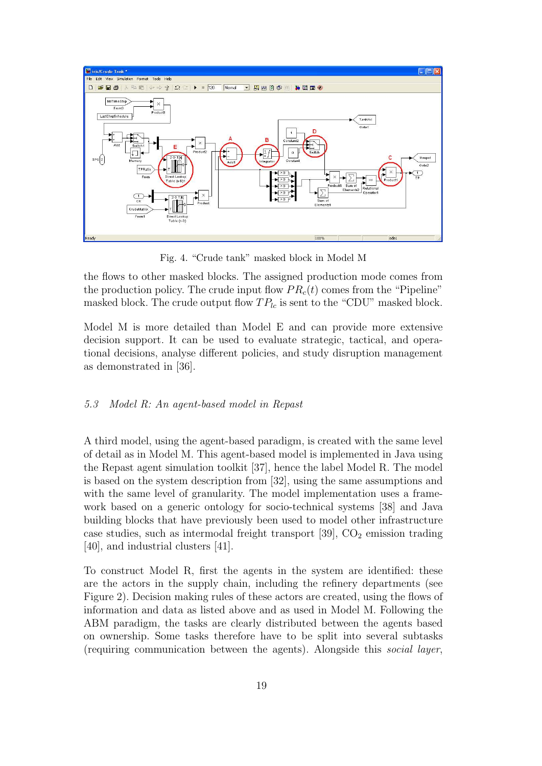Fig. 4. “Crude tank” masked block in Model M

the flows to other masked blocks. The assigned production mode comes from the production policy. The crude input flow $PR_c(t)$ comes from the “Pipeline” masked block. The crude output flow $TP_{lc}$ is sent to the “CDU” masked block.

Model M is more detailed than Model E and can provide more extensive decision support. It can be used to evaluate strategic, tactical, and operational decisions, analyse different policies, and study disruption management as demonstrated in [36].

### *5.3 Model R: An agent-based model in Repast*

A third model, using the agent-based paradigm, is created with the same level of detail as in Model M. This agent-based model is implemented in Java using the Repast agent simulation toolkit [37], hence the label Model R. The model is based on the system description from [32], using the same assumptions and with the same level of granularity. The model implementation uses a framework based on a generic ontology for socio-technical systems [38] and Java building blocks that have previously been used to model other infrastructure case studies, such as intermodal freight transport [39], $CO_2$ emission trading [40], and industrial clusters [41].

To construct Model R, first the agents in the system are identified: these are the actors in the supply chain, including the refinery departments (see Figure 2). Decision making rules of these actors are created, using the flows of information and data as listed above and as used in Model M. Following the ABM paradigm, the tasks are clearly distributed between the agents based on ownership. Some tasks therefore have to be split into several subtasks (requiring communication between the agents). Alongside this *social layer*,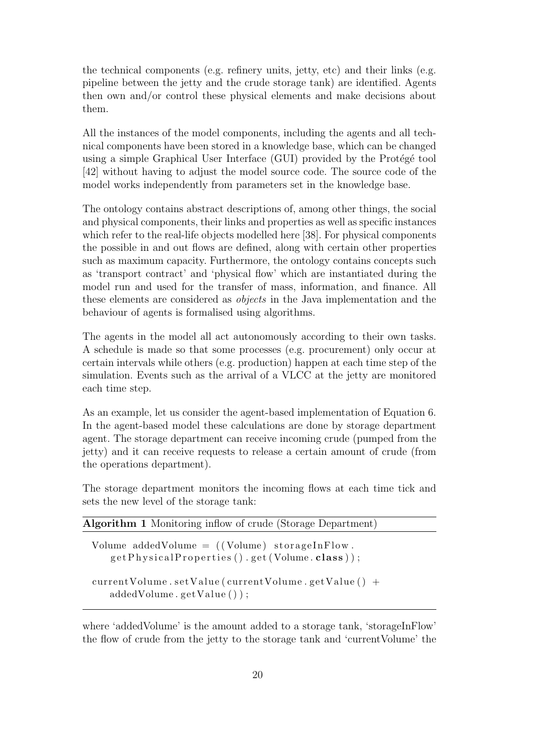the technical components (e.g. refinery units, jetty, etc) and their links (e.g. pipeline between the jetty and the crude storage tank) are identified. Agents then own and/or control these physical elements and make decisions about them.

All the instances of the model components, including the agents and all technical components have been stored in a knowledge base, which can be changed using a simple Graphical User Interface (GUI) provided by the Protégé tool [42] without having to adjust the model source code. The source code of the model works independently from parameters set in the knowledge base.

The ontology contains abstract descriptions of, among other things, the social and physical components, their links and properties as well as specific instances which refer to the real-life objects modelled here [38]. For physical components the possible in and out flows are defined, along with certain other properties such as maximum capacity. Furthermore, the ontology contains concepts such as 'transport contract' and 'physical flow' which are instantiated during the model run and used for the transfer of mass, information, and finance. All these elements are considered as *objects* in the Java implementation and the behaviour of agents is formalised using algorithms.

The agents in the model all act autonomously according to their own tasks. A schedule is made so that some processes (e.g. procurement) only occur at certain intervals while others (e.g. production) happen at each time step of the simulation. Events such as the arrival of a VLCC at the jetty are monitored each time step.

As an example, let us consider the agent-based implementation of Equation 6. In the agent-based model these calculations are done by storage department agent. The storage department can receive incoming crude (pumped from the jetty) and it can receive requests to release a certain amount of crude (from the operations department).

The storage department monitors the incoming flows at each time tick and sets the new level of the storage tank:

**Algorithm 1** Monitoring inflow of crude (Storage Department)

```
Volume addedVolume = ((Volume) storageInFlow.
    getPhysicalProperties().get(Volume.class));

currentVolume.setValue(currentVolume.getValue() +
    addedVolume.getValue());
```

where 'addedVolume' is the amount added to a storage tank, 'storageInFlow' the flow of crude from the jetty to the storage tank and 'currentVolume' the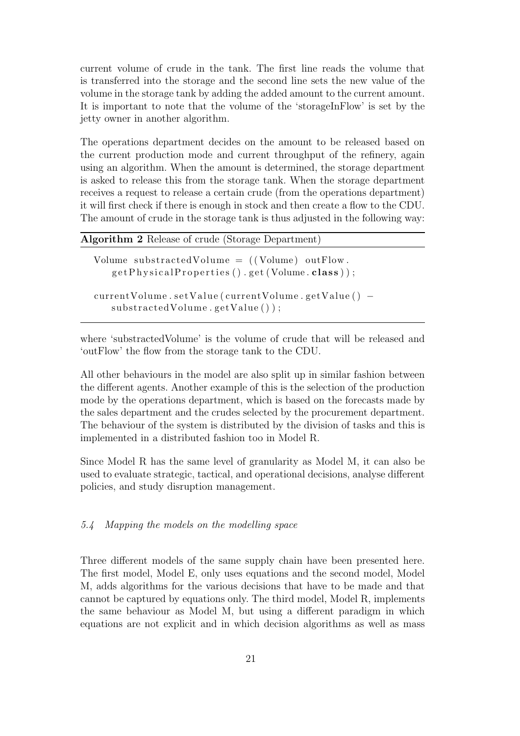current volume of crude in the tank. The first line reads the volume that is transferred into the storage and the second line sets the new value of the volume in the storage tank by adding the added amount to the current amount. It is important to note that the volume of the 'storageInFlow' is set by the jetty owner in another algorithm.

The operations department decides on the amount to be released based on the current production mode and current throughput of the refinery, again using an algorithm. When the amount is determined, the storage department is asked to release this from the storage tank. When the storage department receives a request to release a certain crude (from the operations department) it will first check if there is enough in stock and then create a flow to the CDU. The amount of crude in the storage tank is thus adjusted in the following way:

**Algorithm 2** Release of crude (Storage Department)

```
Volume substractedVolume = ((Volume) outFlow.
    getPhysicalProperties().get(Volume.class));

currentVolume.setValue(currentVolume.getValue() -
    substractedVolume.getValue());
```

where 'substractedVolume' is the volume of crude that will be released and 'outFlow' the flow from the storage tank to the CDU.

All other behaviours in the model are also split up in similar fashion between the different agents. Another example of this is the selection of the production mode by the operations department, which is based on the forecasts made by the sales department and the crudes selected by the procurement department. The behaviour of the system is distributed by the division of tasks and this is implemented in a distributed fashion too in Model R.

Since Model R has the same level of granularity as Model M, it can also be used to evaluate strategic, tactical, and operational decisions, analyse different policies, and study disruption management.

### *5.4 Mapping the models on the modelling space*

Three different models of the same supply chain have been presented here. The first model, Model E, only uses equations and the second model, Model M, adds algorithms for the various decisions that have to be made and that cannot be captured by equations only. The third model, Model R, implements the same behaviour as Model M, but using a different paradigm in which equations are not explicit and in which decision algorithms as well as mass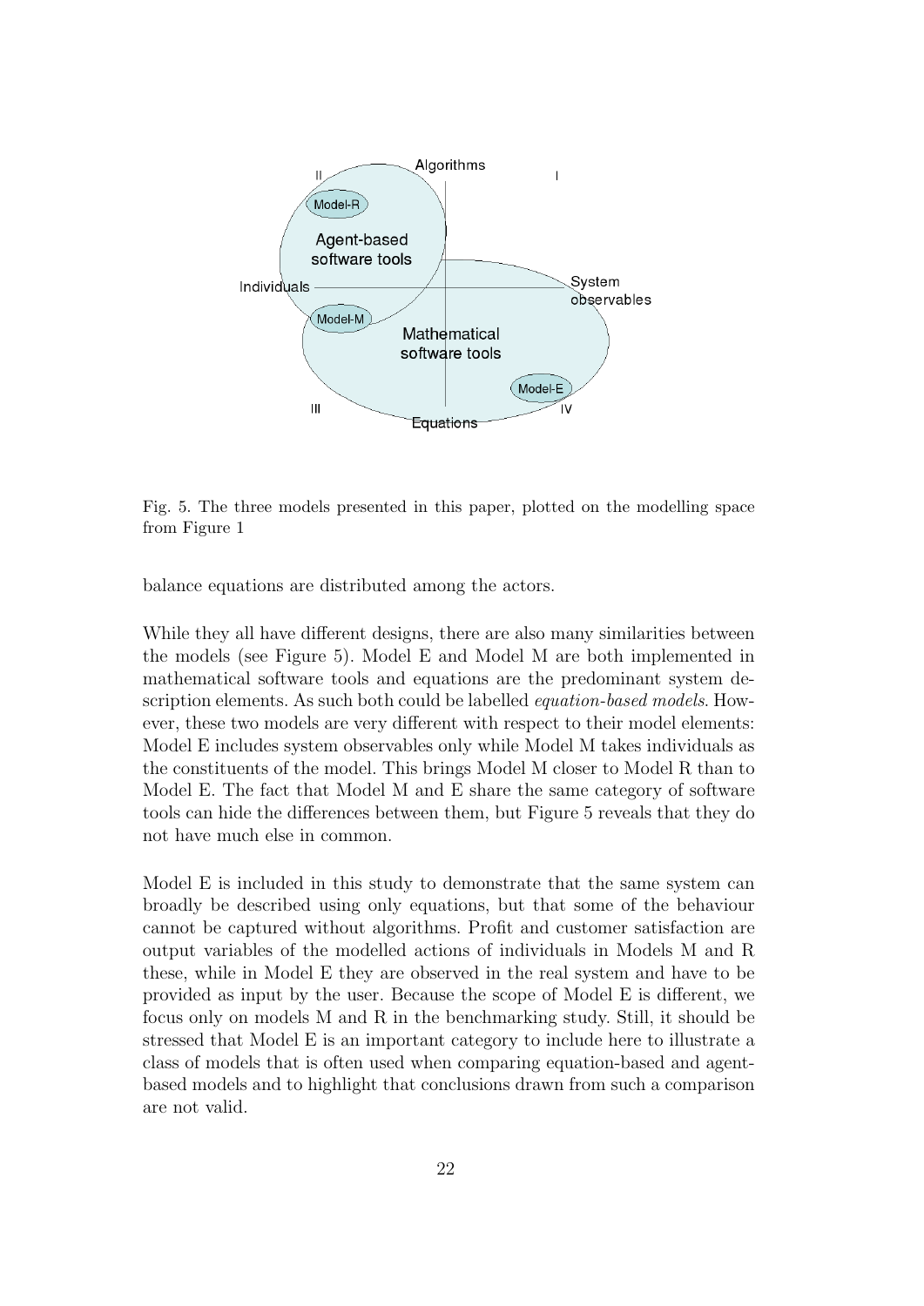Fig. 5. The three models presented in this paper, plotted on the modelling space from Figure 1

balance equations are distributed among the actors.

While they all have different designs, there are also many similarities between the models (see Figure 5). Model E and Model M are both implemented in mathematical software tools and equations are the predominant system description elements. As such both could be labelled *equation-based models*. However, these two models are very different with respect to their model elements: Model E includes system observables only while Model M takes individuals as the constituents of the model. This brings Model M closer to Model R than to Model E. The fact that Model M and E share the same category of software tools can hide the differences between them, but Figure 5 reveals that they do not have much else in common.

Model E is included in this study to demonstrate that the same system can broadly be described using only equations, but that some of the behaviour cannot be captured without algorithms. Profit and customer satisfaction are output variables of the modelled actions of individuals in Models M and R these, while in Model E they are observed in the real system and have to be provided as input by the user. Because the scope of Model E is different, we focus only on models M and R in the benchmarking study. Still, it should be stressed that Model E is an important category to include here to illustrate a class of models that is often used when comparing equation-based and agent-based models and to highlight that conclusions drawn from such a comparison are not valid.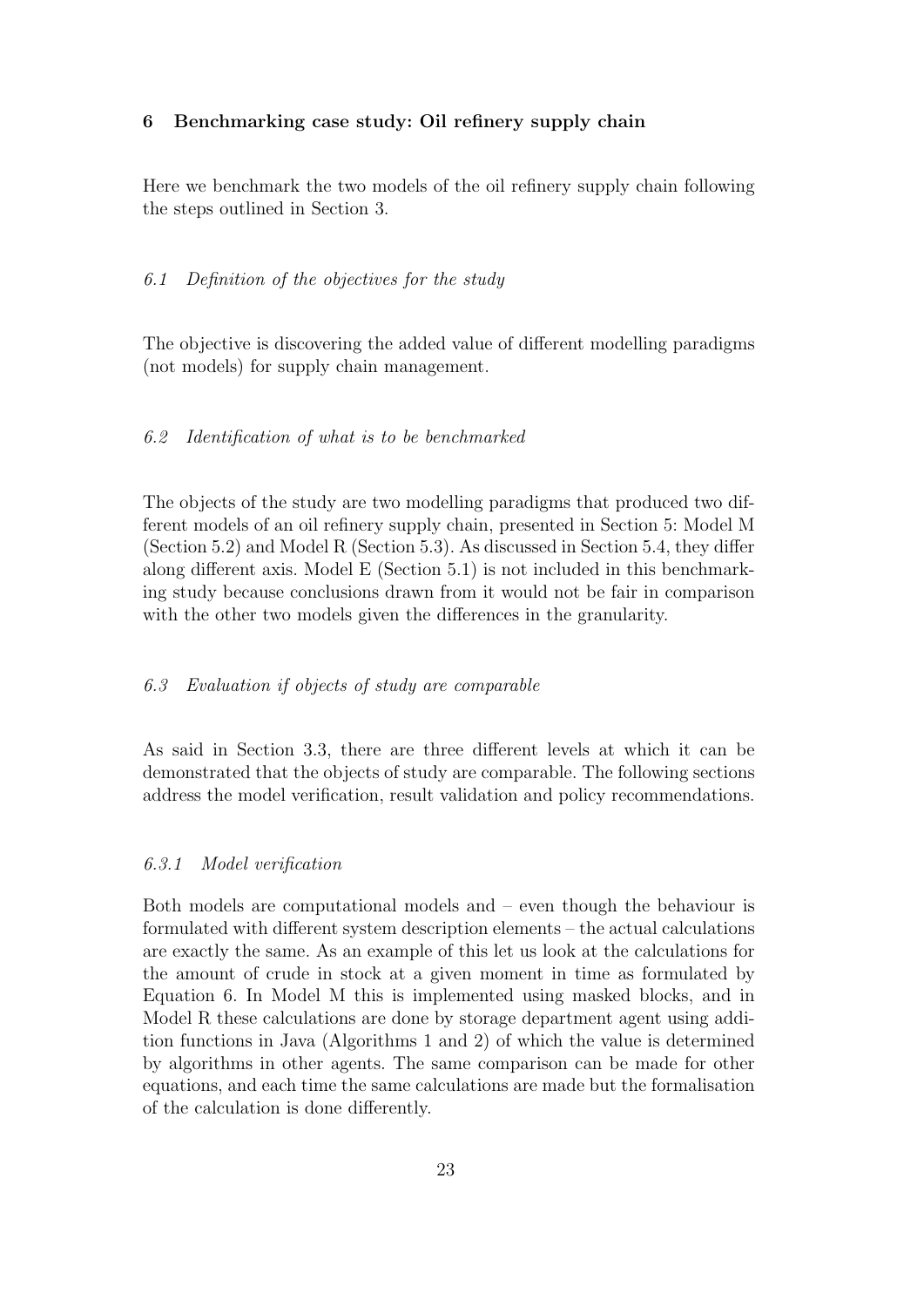## 6 Benchmarking case study: Oil refinery supply chain

Here we benchmark the two models of the oil refinery supply chain following the steps outlined in Section 3.

### *6.1 Definition of the objectives for the study*

The objective is discovering the added value of different modelling paradigms (not models) for supply chain management.

### *6.2 Identification of what is to be benchmarked*

The objects of the study are two modelling paradigms that produced two different models of an oil refinery supply chain, presented in Section 5: Model M (Section 5.2) and Model R (Section 5.3). As discussed in Section 5.4, they differ along different axis. Model E (Section 5.1) is not included in this benchmarking study because conclusions drawn from it would not be fair in comparison with the other two models given the differences in the granularity.

### *6.3 Evaluation if objects of study are comparable*

As said in Section 3.3, there are three different levels at which it can be demonstrated that the objects of study are comparable. The following sections address the model verification, result validation and policy recommendations.

#### *6.3.1 Model verification*

Both models are computational models and – even though the behaviour is formulated with different system description elements – the actual calculations are exactly the same. As an example of this let us look at the calculations for the amount of crude in stock at a given moment in time as formulated by Equation 6. In Model M this is implemented using masked blocks, and in Model R these calculations are done by storage department agent using addition functions in Java (Algorithms 1 and 2) of which the value is determined by algorithms in other agents. The same comparison can be made for other equations, and each time the same calculations are made but the formalisation of the calculation is done differently.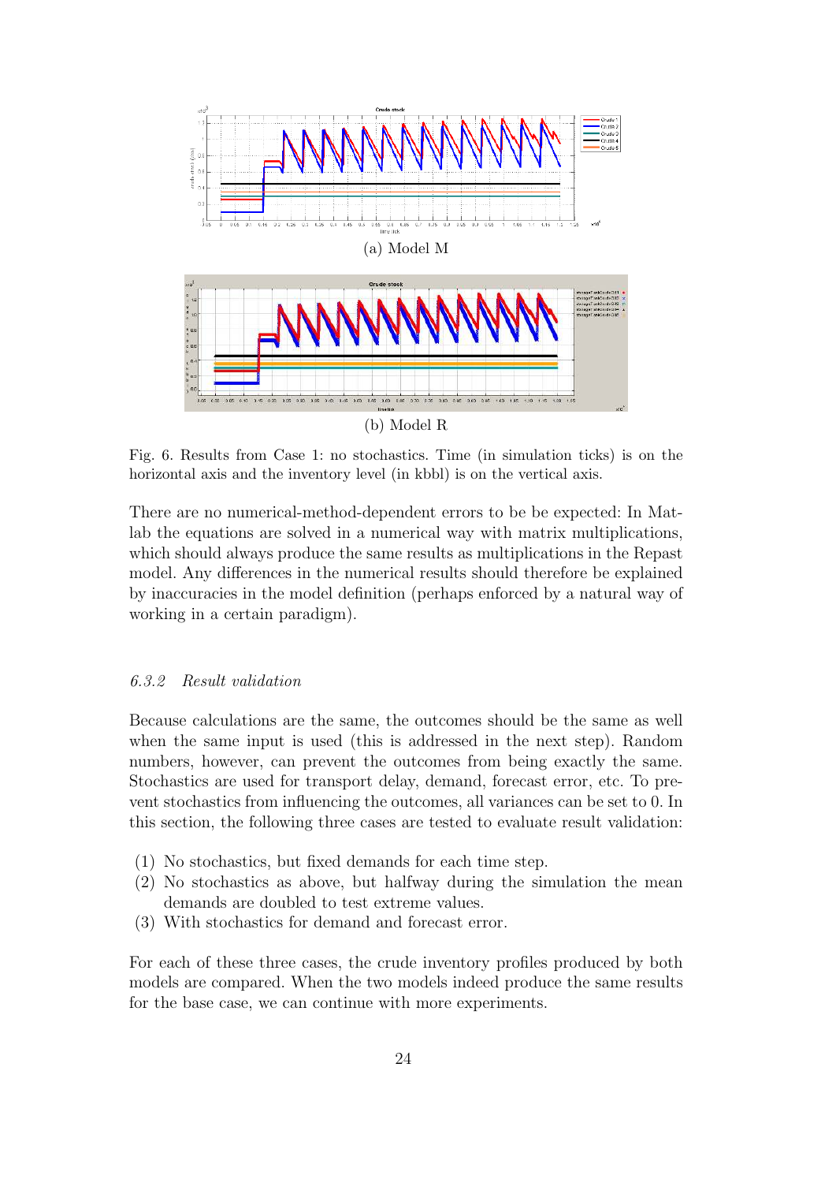(a) Model M

(b) Model R

Fig. 6. Results from Case 1: no stochastics. Time (in simulation ticks) is on the horizontal axis and the inventory level (in kbbl) is on the vertical axis.

There are no numerical-method-dependent errors to be be expected: In Matlab the equations are solved in a numerical way with matrix multiplications, which should always produce the same results as multiplications in the Repast model. Any differences in the numerical results should therefore be explained by inaccuracies in the model definition (perhaps enforced by a natural way of working in a certain paradigm).

### *6.3.2 Result validation*

Because calculations are the same, the outcomes should be the same as well when the same input is used (this is addressed in the next step). Random numbers, however, can prevent the outcomes from being exactly the same. Stochastics are used for transport delay, demand, forecast error, etc. To prevent stochastics from influencing the outcomes, all variances can be set to 0. In this section, the following three cases are tested to evaluate result validation:

(1) No stochastics, but fixed demands for each time step.
(2) No stochastics as above, but halfway during the simulation the mean demands are doubled to test extreme values.
(3) With stochastics for demand and forecast error.

For each of these three cases, the crude inventory profiles produced by both models are compared. When the two models indeed produce the same results for the base case, we can continue with more experiments.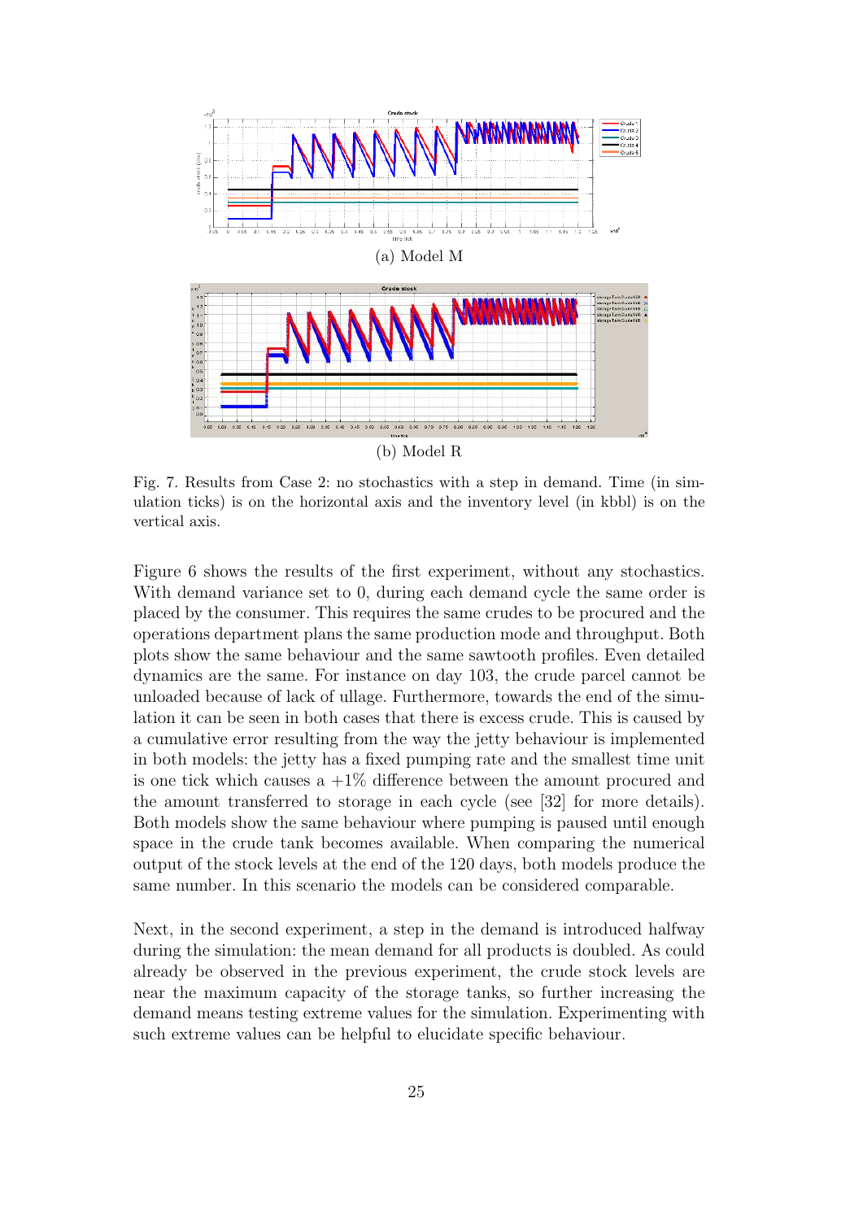(a) Model M

(b) Model R

Fig. 7. Results from Case 2: no stochastics with a step in demand. Time (in simulation ticks) is on the horizontal axis and the inventory level (in kbbl) is on the vertical axis.

Figure 6 shows the results of the first experiment, without any stochastics. With demand variance set to 0, during each demand cycle the same order is placed by the consumer. This requires the same crudes to be procured and the operations department plans the same production mode and throughput. Both plots show the same behaviour and the same sawtooth profiles. Even detailed dynamics are the same. For instance on day 103, the crude parcel cannot be unloaded because of lack of ullage. Furthermore, towards the end of the simulation it can be seen in both cases that there is excess crude. This is caused by a cumulative error resulting from the way the jetty behaviour is implemented in both models: the jetty has a fixed pumping rate and the smallest time unit is one tick which causes a +1% difference between the amount procured and the amount transferred to storage in each cycle (see [32] for more details). Both models show the same behaviour where pumping is paused until enough space in the crude tank becomes available. When comparing the numerical output of the stock levels at the end of the 120 days, both models produce the same number. In this scenario the models can be considered comparable.

Next, in the second experiment, a step in the demand is introduced halfway during the simulation: the mean demand for all products is doubled. As could already be observed in the previous experiment, the crude stock levels are near the maximum capacity of the storage tanks, so further increasing the demand means testing extreme values for the simulation. Experimenting with such extreme values can be helpful to elucidate specific behaviour.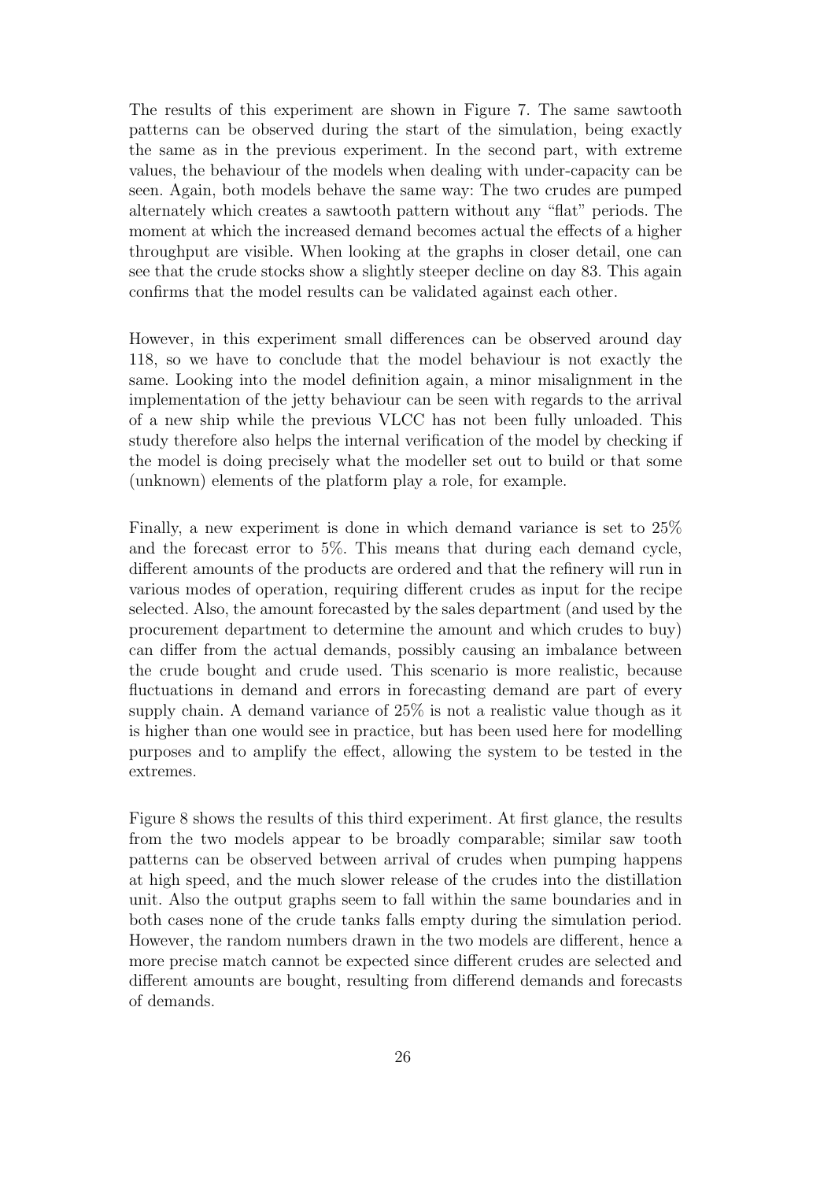The results of this experiment are shown in Figure 7. The same sawtooth patterns can be observed during the start of the simulation, being exactly the same as in the previous experiment. In the second part, with extreme values, the behaviour of the models when dealing with under-capacity can be seen. Again, both models behave the same way: The two crudes are pumped alternately which creates a sawtooth pattern without any "flat" periods. The moment at which the increased demand becomes actual the effects of a higher throughput are visible. When looking at the graphs in closer detail, one can see that the crude stocks show a slightly steeper decline on day 83. This again confirms that the model results can be validated against each other.

However, in this experiment small differences can be observed around day 118, so we have to conclude that the model behaviour is not exactly the same. Looking into the model definition again, a minor misalignment in the implementation of the jetty behaviour can be seen with regards to the arrival of a new ship while the previous VLCC has not been fully unloaded. This study therefore also helps the internal verification of the model by checking if the model is doing precisely what the modeller set out to build or that some (unknown) elements of the platform play a role, for example.

Finally, a new experiment is done in which demand variance is set to 25% and the forecast error to 5%. This means that during each demand cycle, different amounts of the products are ordered and that the refinery will run in various modes of operation, requiring different crudes as input for the recipe selected. Also, the amount forecasted by the sales department (and used by the procurement department to determine the amount and which crudes to buy) can differ from the actual demands, possibly causing an imbalance between the crude bought and crude used. This scenario is more realistic, because fluctuations in demand and errors in forecasting demand are part of every supply chain. A demand variance of 25% is not a realistic value though as it is higher than one would see in practice, but has been used here for modelling purposes and to amplify the effect, allowing the system to be tested in the extremes.

Figure 8 shows the results of this third experiment. At first glance, the results from the two models appear to be broadly comparable; similar saw tooth patterns can be observed between arrival of crudes when pumping happens at high speed, and the much slower release of the crudes into the distillation unit. Also the output graphs seem to fall within the same boundaries and in both cases none of the crude tanks falls empty during the simulation period. However, the random numbers drawn in the two models are different, hence a more precise match cannot be expected since different crudes are selected and different amounts are bought, resulting from differend demands and forecasts of demands.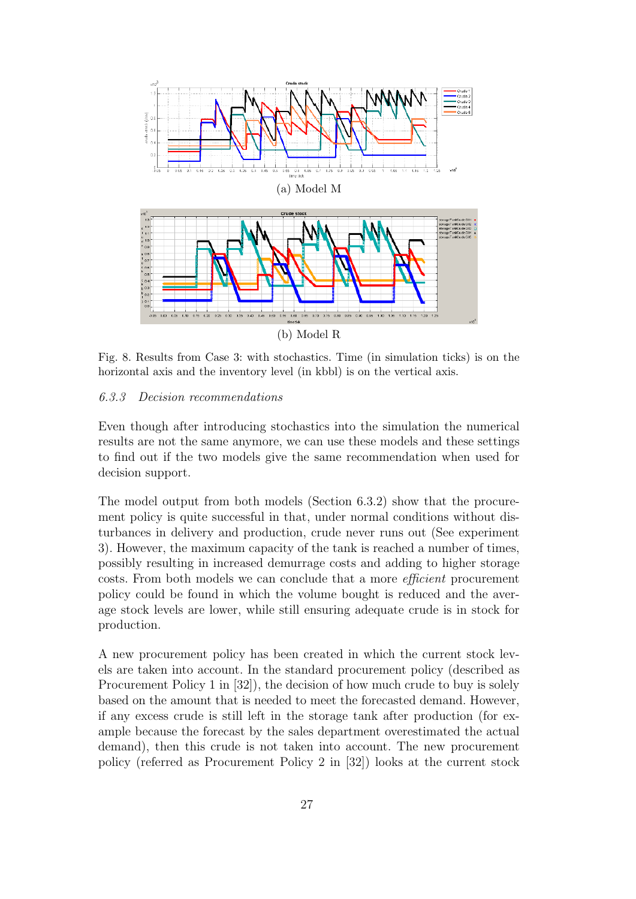(a) Model M

(b) Model R

Fig. 8. Results from Case 3: with stochastics. Time (in simulation ticks) is on the horizontal axis and the inventory level (in kbbl) is on the vertical axis.

### *6.3.3 Decision recommendations*

Even though after introducing stochastics into the simulation the numerical results are not the same anymore, we can use these models and these settings to find out if the two models give the same recommendation when used for decision support.

The model output from both models (Section 6.3.2) show that the procurement policy is quite successful in that, under normal conditions without disturbances in delivery and production, crude never runs out (See experiment 3). However, the maximum capacity of the tank is reached a number of times, possibly resulting in increased demurrage costs and adding to higher storage costs. From both models we can conclude that a more *efficient* procurement policy could be found in which the volume bought is reduced and the average stock levels are lower, while still ensuring adequate crude is in stock for production.

A new procurement policy has been created in which the current stock levels are taken into account. In the standard procurement policy (described as Procurement Policy 1 in [32]), the decision of how much crude to buy is solely based on the amount that is needed to meet the forecasted demand. However, if any excess crude is still left in the storage tank after production (for example because the forecast by the sales department overestimated the actual demand), then this crude is not taken into account. The new procurement policy (referred as Procurement Policy 2 in [32]) looks at the current stock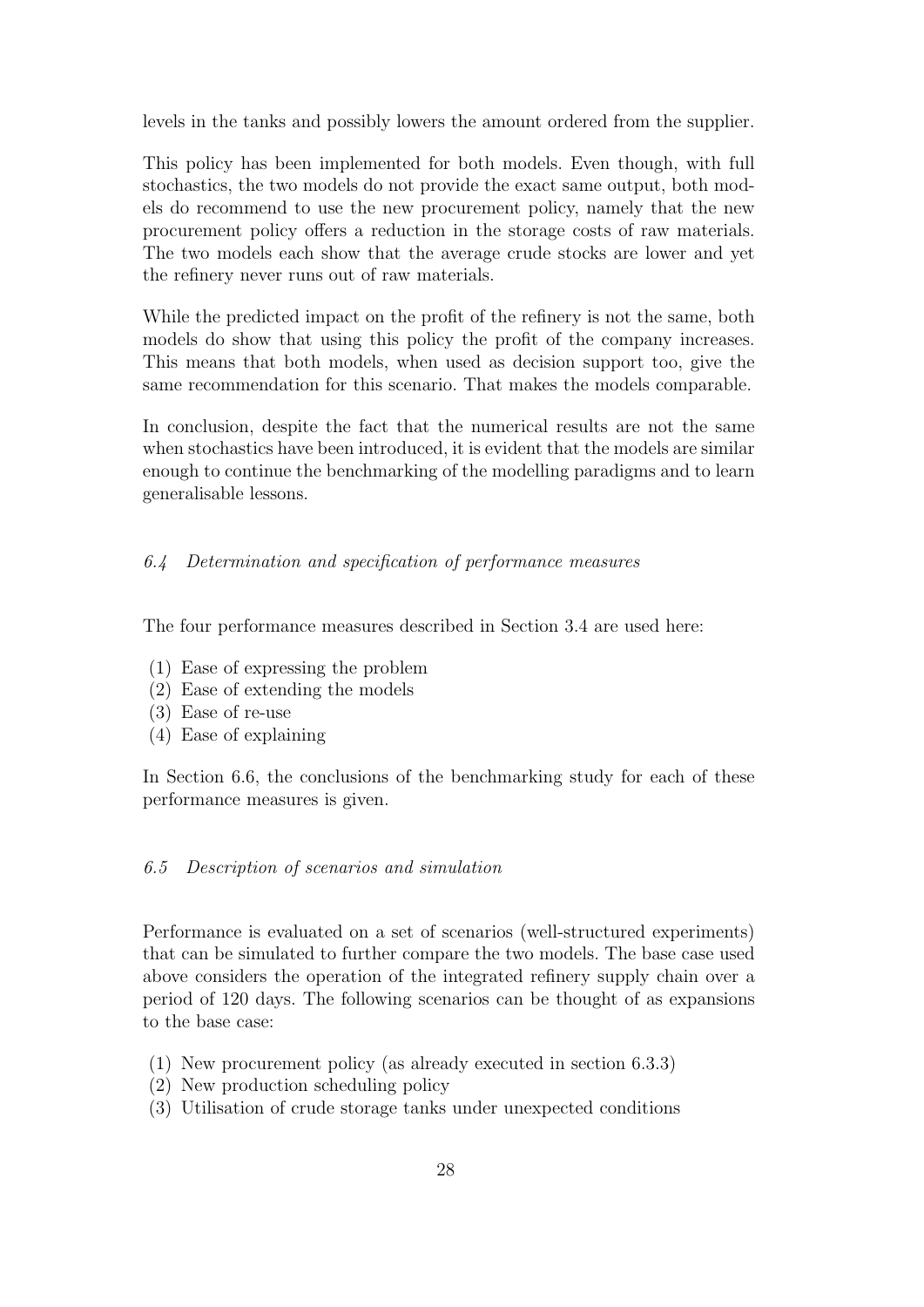levels in the tanks and possibly lowers the amount ordered from the supplier.

This policy has been implemented for both models. Even though, with full stochastics, the two models do not provide the exact same output, both models do recommend to use the new procurement policy, namely that the new procurement policy offers a reduction in the storage costs of raw materials. The two models each show that the average crude stocks are lower and yet the refinery never runs out of raw materials.

While the predicted impact on the profit of the refinery is not the same, both models do show that using this policy the profit of the company increases. This means that both models, when used as decision support too, give the same recommendation for this scenario. That makes the models comparable.

In conclusion, despite the fact that the numerical results are not the same when stochastics have been introduced, it is evident that the models are similar enough to continue the benchmarking of the modelling paradigms and to learn generalisable lessons.

### *6.4 Determination and specification of performance measures*

The four performance measures described in Section 3.4 are used here:

(1) Ease of expressing the problem
(2) Ease of extending the models
(3) Ease of re-use
(4) Ease of explaining

In Section 6.6, the conclusions of the benchmarking study for each of these performance measures is given.

### *6.5 Description of scenarios and simulation*

Performance is evaluated on a set of scenarios (well-structured experiments) that can be simulated to further compare the two models. The base case used above considers the operation of the integrated refinery supply chain over a period of 120 days. The following scenarios can be thought of as expansions to the base case:

(1) New procurement policy (as already executed in section 6.3.3)
(2) New production scheduling policy
(3) Utilisation of crude storage tanks under unexpected conditions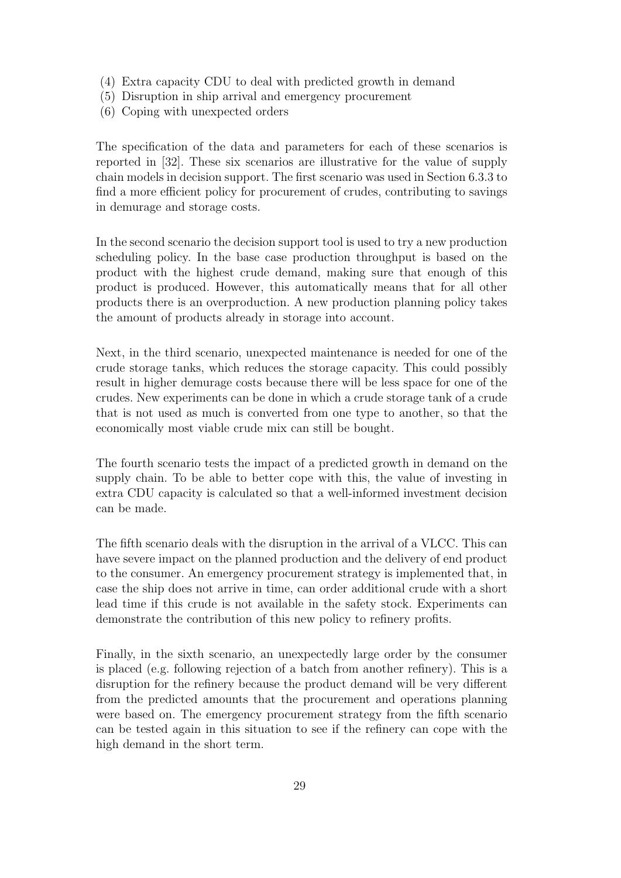(4) Extra capacity CDU to deal with predicted growth in demand
(5) Disruption in ship arrival and emergency procurement
(6) Coping with unexpected orders

The specification of the data and parameters for each of these scenarios is reported in [32]. These six scenarios are illustrative for the value of supply chain models in decision support. The first scenario was used in Section 6.3.3 to find a more efficient policy for procurement of crudes, contributing to savings in demurrage and storage costs.

In the second scenario the decision support tool is used to try a new production scheduling policy. In the base case production throughput is based on the product with the highest crude demand, making sure that enough of this product is produced. However, this automatically means that for all other products there is an overproduction. A new production planning policy takes the amount of products already in storage into account.

Next, in the third scenario, unexpected maintenance is needed for one of the crude storage tanks, which reduces the storage capacity. This could possibly result in higher demurrage costs because there will be less space for one of the crudes. New experiments can be done in which a crude storage tank of a crude that is not used as much is converted from one type to another, so that the economically most viable crude mix can still be bought.

The fourth scenario tests the impact of a predicted growth in demand on the supply chain. To be able to better cope with this, the value of investing in extra CDU capacity is calculated so that a well-informed investment decision can be made.

The fifth scenario deals with the disruption in the arrival of a VLCC. This can have severe impact on the planned production and the delivery of end product to the consumer. An emergency procurement strategy is implemented that, in case the ship does not arrive in time, can order additional crude with a short lead time if this crude is not available in the safety stock. Experiments can demonstrate the contribution of this new policy to refinery profits.

Finally, in the sixth scenario, an unexpectedly large order by the consumer is placed (e.g. following rejection of a batch from another refinery). This is a disruption for the refinery because the product demand will be very different from the predicted amounts that the procurement and operations planning were based on. The emergency procurement strategy from the fifth scenario can be tested again in this situation to see if the refinery can cope with the high demand in the short term.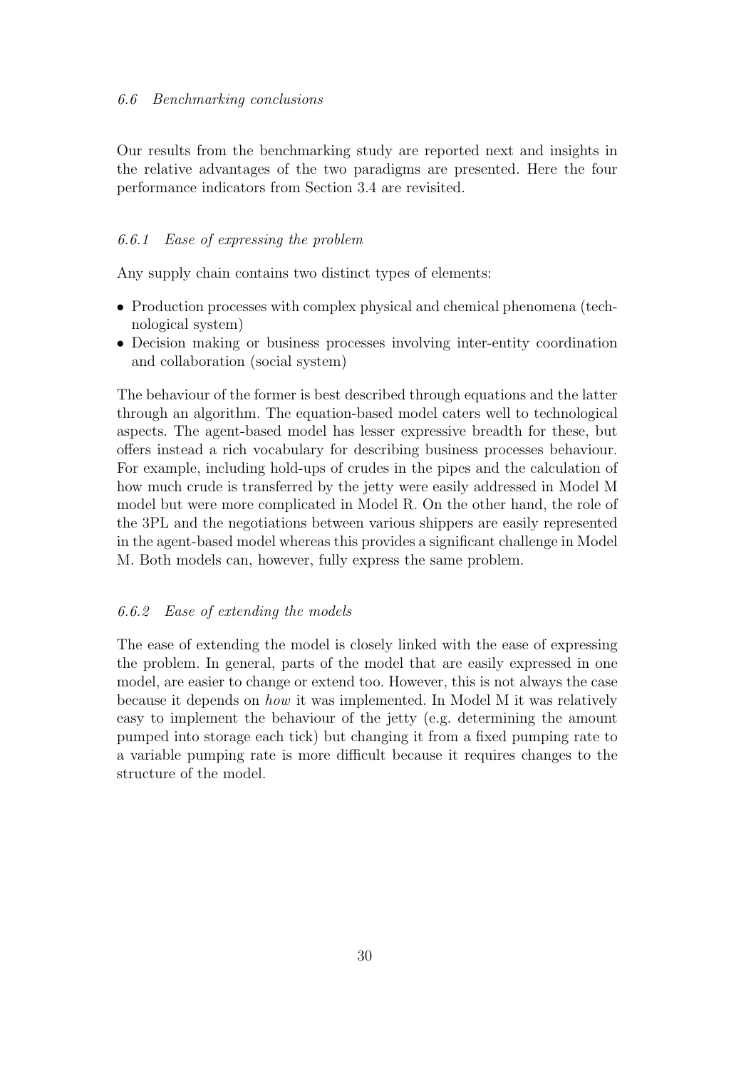### *6.6 Benchmarking conclusions*

Our results from the benchmarking study are reported next and insights in the relative advantages of the two paradigms are presented. Here the four performance indicators from Section 3.4 are revisited.

#### *6.6.1 Ease of expressing the problem*

Any supply chain contains two distinct types of elements:

- Production processes with complex physical and chemical phenomena (technological system)
- Decision making or business processes involving inter-entity coordination and collaboration (social system)

The behaviour of the former is best described through equations and the latter through an algorithm. The equation-based model caters well to technological aspects. The agent-based model has lesser expressive breadth for these, but offers instead a rich vocabulary for describing business processes behaviour. For example, including hold-ups of crudes in the pipes and the calculation of how much crude is transferred by the jetty were easily addressed in Model M model but were more complicated in Model R. On the other hand, the role of the 3PL and the negotiations between various shippers are easily represented in the agent-based model whereas this provides a significant challenge in Model M. Both models can, however, fully express the same problem.

#### *6.6.2 Ease of extending the models*

The ease of extending the model is closely linked with the ease of expressing the problem. In general, parts of the model that are easily expressed in one model, are easier to change or extend too. However, this is not always the case because it depends on *how* it was implemented. In Model M it was relatively easy to implement the behaviour of the jetty (e.g. determining the amount pumped into storage each tick) but changing it from a fixed pumping rate to a variable pumping rate is more difficult because it requires changes to the structure of the model.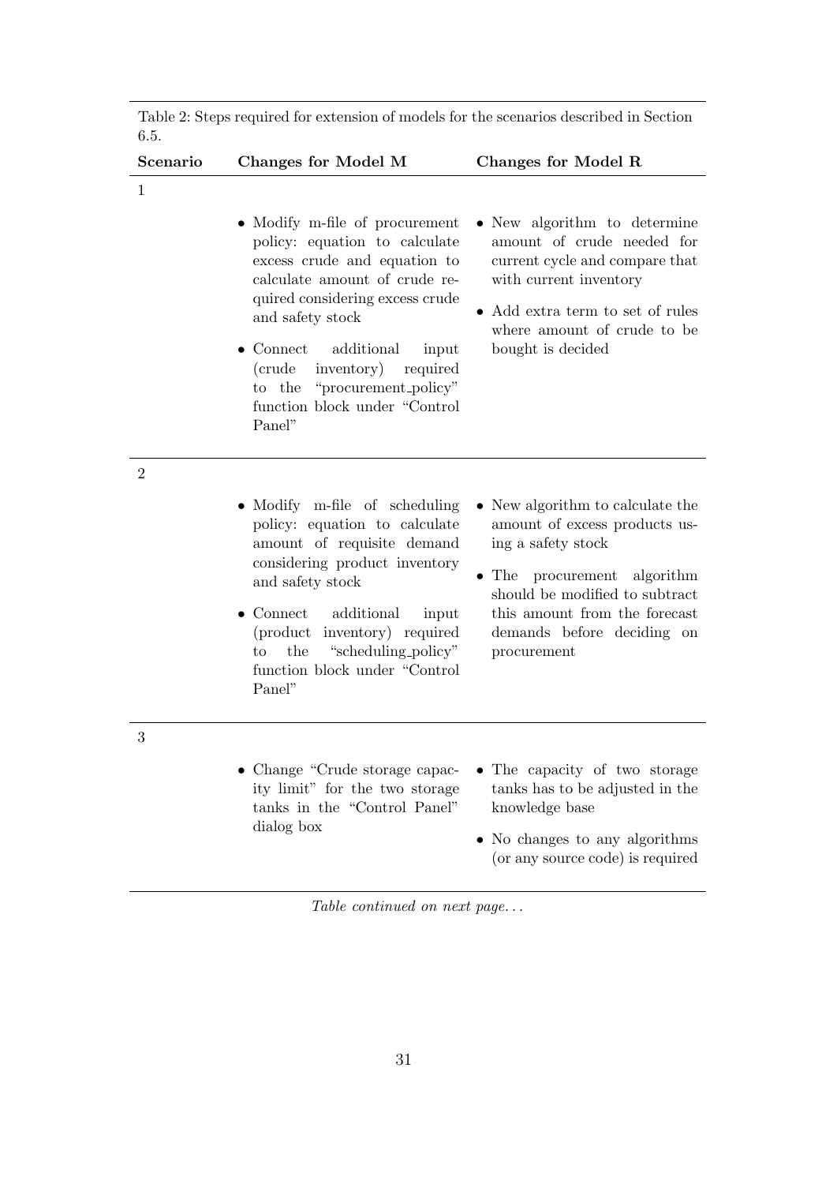Table 2: Steps required for extension of models for the scenarios described in Section 6.5.

| Scenario | Changes for Model M | Changes for Model R |
|---|---|---|
| 1 | • Modify m-file of procurement policy: equation to calculate excess crude and equation to calculate amount of crude required considering excess crude and safety stock<br>• Connect additional input (crude inventory) required to the "procurement_policy" function block under "Control Panel" | • New algorithm to determine amount of crude needed for current cycle and compare that with current inventory<br>• Add extra term to set of rules where amount of crude to be bought is decided |
| 2 | • Modify m-file of scheduling policy: equation to calculate amount of requisite demand considering product inventory and safety stock<br>• Connect additional input (product inventory) required to the "scheduling_policy" function block under "Control Panel" | • New algorithm to calculate the amount of excess products using a safety stock<br>• The procurement algorithm should be modified to subtract this amount from the forecast demands before deciding on procurement |
| 3 | • Change "Crude storage capacity limit" for the two storage tanks in the "Control Panel" dialog box | • The capacity of two storage tanks has to be adjusted in the knowledge base<br>• No changes to any algorithms (or any source code) is required |

*Table continued on next page...*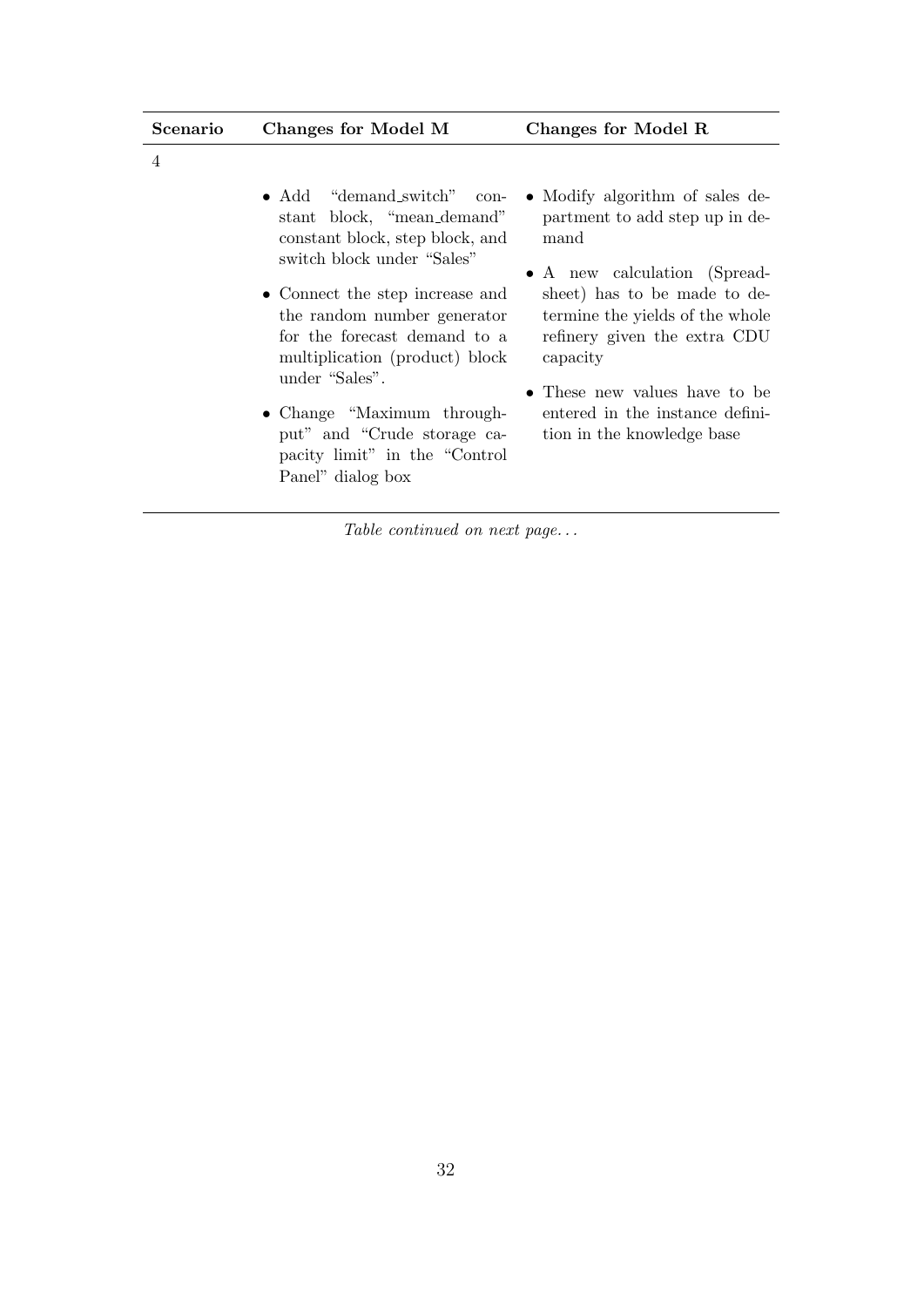| Scenario | Changes for Model M | Changes for Model R |
|---|---|---|
| 4 | • Add "demand_switch" constant block, "mean_demand" constant block, step block, and switch block under "Sales"<br>• Connect the step increase and the random number generator for the forecast demand to a multiplication (product) block under "Sales".<br>• Change "Maximum throughput" and "Crude storage capacity limit" in the "Control Panel" dialog box | • Modify algorithm of sales department to add step up in demand<br>• A new calculation (Spreadsheet) has to be made to determine the yields of the whole refinery given the extra CDU capacity<br>• These new values have to be entered in the instance definition in the knowledge base |

*Table continued on next page...*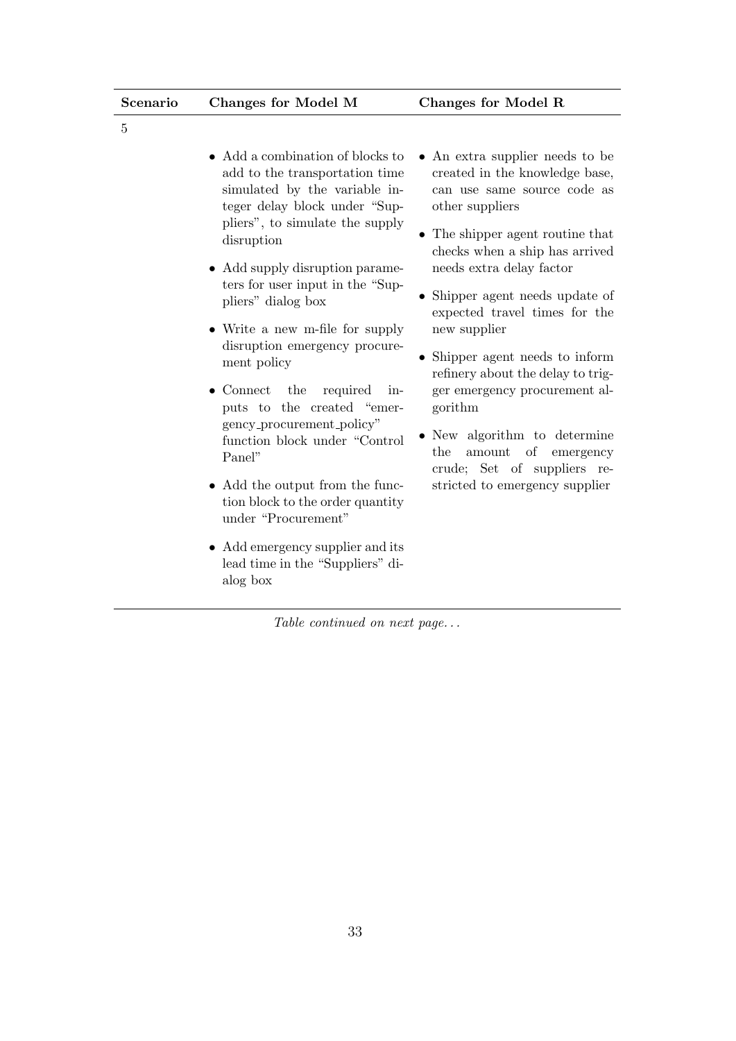| Scenario | Changes for Model M | Changes for Model R |
|---|---|---|
| 5 | • Add a combination of blocks to add to the transportation time simulated by the variable integer delay block under "Suppliers", to simulate the supply disruption<br>• Add supply disruption parameters for user input in the "Suppliers" dialog box<br>• Write a new m-file for supply disruption emergency procurement policy<br>• Connect the required inputs to the created "emergency_procurement_policy" function block under "Control Panel"<br>• Add the output from the function block to the order quantity under "Procurement"<br>• Add emergency supplier and its lead time in the "Suppliers" dialog box | • An extra supplier needs to be created in the knowledge base, can use same source code as other suppliers<br>• The shipper agent routine that checks when a ship has arrived needs extra delay factor<br>• Shipper agent needs update of expected travel times for the new supplier<br>• Shipper agent needs to inform refinery about the delay to trigger emergency procurement algorithm<br>• New algorithm to determine the amount of emergency crude; Set of suppliers restricted to emergency supplier |

*Table continued on next page...*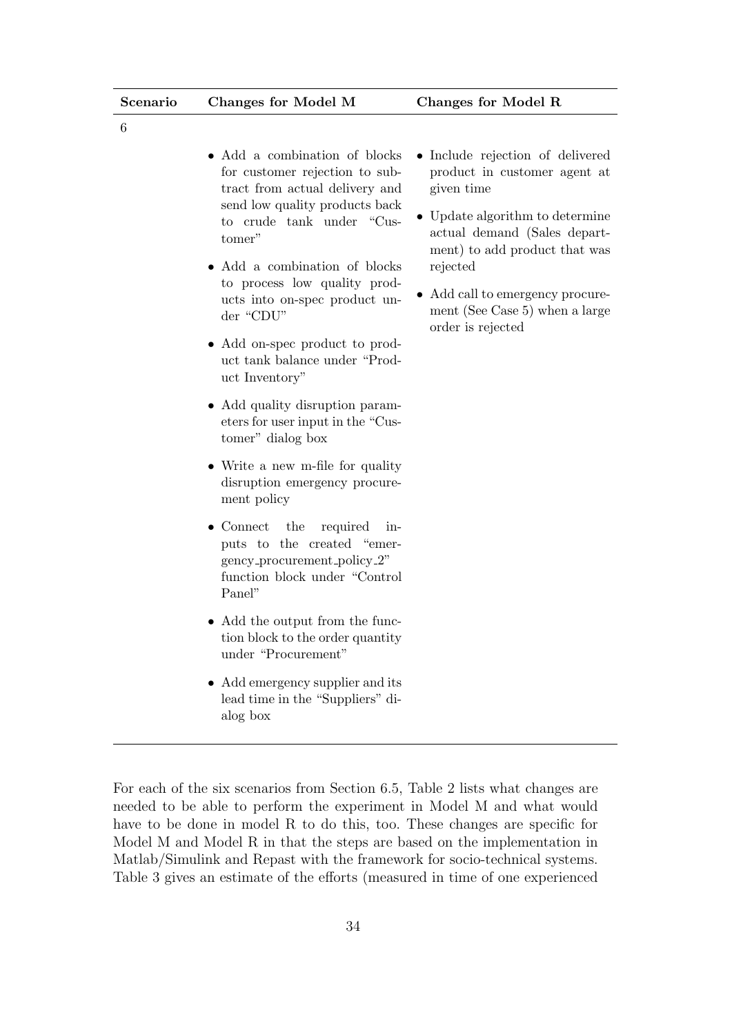| Scenario | Changes for Model M | Changes for Model R |
|---|---|---|
| 6 | • Add a combination of blocks for customer rejection to subtract from actual delivery and send low quality products back to crude tank under "Customer"<br>• Add a combination of blocks to process low quality products into on-spec product under "CDU"<br>• Add on-spec product to product tank balance under "Product Inventory"<br>• Add quality disruption parameters for user input in the "Customer" dialog box<br>• Write a new m-file for quality disruption emergency procurement policy<br>• Connect the required inputs to the created "emergency_procurement_policy_2" function block under "Control Panel"<br>• Add the output from the function block to the order quantity under "Procurement"<br>• Add emergency supplier and its lead time in the "Suppliers" dialog box | • Include rejection of delivered product in customer agent at given time<br>• Update algorithm to determine actual demand (Sales department) to add product that was rejected<br>• Add call to emergency procurement (See Case 5) when a large order is rejected |

For each of the six scenarios from Section 6.5, Table 2 lists what changes are needed to be able to perform the experiment in Model M and what would have to be done in model R to do this, too. These changes are specific for Model M and Model R in that the steps are based on the implementation in Matlab/Simulink and Repast with the framework for socio-technical systems. Table 3 gives an estimate of the efforts (measured in time of one experienced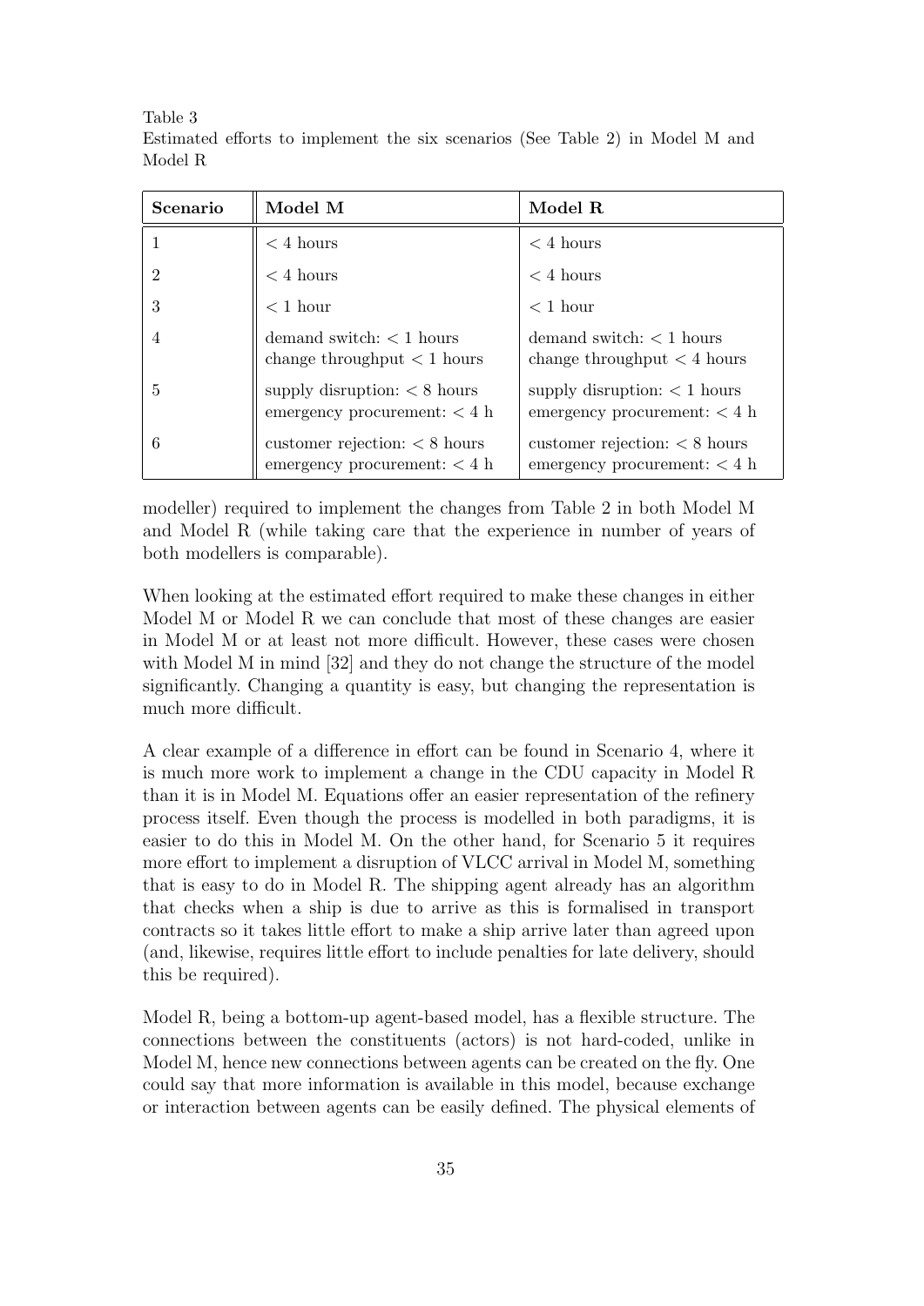Table 3
Estimated efforts to implement the six scenarios (See Table 2) in Model M and Model R

| **Scenario** | **Model M** | **Model R** |
|---|---|---|
| 1 | $<$ 4 hours | $<$ 4 hours |
| 2 | $<$ 4 hours | $<$ 4 hours |
| 3 | $<$ 1 hour | $<$ 1 hour |
| 4 | demand switch: $<$ 1 hours<br>change throughput $<$ 1 hours | demand switch: $<$ 1 hours<br>change throughput $<$ 4 hours |
| 5 | supply disruption: $<$ 8 hours<br>emergency procurement: $<$ 4 h | supply disruption: $<$ 1 hours<br>emergency procurement: $<$ 4 h |
| 6 | customer rejection: $<$ 8 hours<br>emergency procurement: $<$ 4 h | customer rejection: $<$ 8 hours<br>emergency procurement: $<$ 4 h |

modeller) required to implement the changes from Table 2 in both Model M and Model R (while taking care that the experience in number of years of both modellers is comparable).

When looking at the estimated effort required to make these changes in either Model M or Model R we can conclude that most of these changes are easier in Model M or at least not more difficult. However, these cases were chosen with Model M in mind [32] and they do not change the structure of the model significantly. Changing a quantity is easy, but changing the representation is much more difficult.

A clear example of a difference in effort can be found in Scenario 4, where it is much more work to implement a change in the CDU capacity in Model R than it is in Model M. Equations offer an easier representation of the refinery process itself. Even though the process is modelled in both paradigms, it is easier to do this in Model M. On the other hand, for Scenario 5 it requires more effort to implement a disruption of VLCC arrival in Model M, something that is easy to do in Model R. The shipping agent already has an algorithm that checks when a ship is due to arrive as this is formalised in transport contracts so it takes little effort to make a ship arrive later than agreed upon (and, likewise, requires little effort to include penalties for late delivery, should this be required).

Model R, being a bottom-up agent-based model, has a flexible structure. The connections between the constituents (actors) is not hard-coded, unlike in Model M, hence new connections between agents can be created on the fly. One could say that more information is available in this model, because exchange or interaction between agents can be easily defined. The physical elements of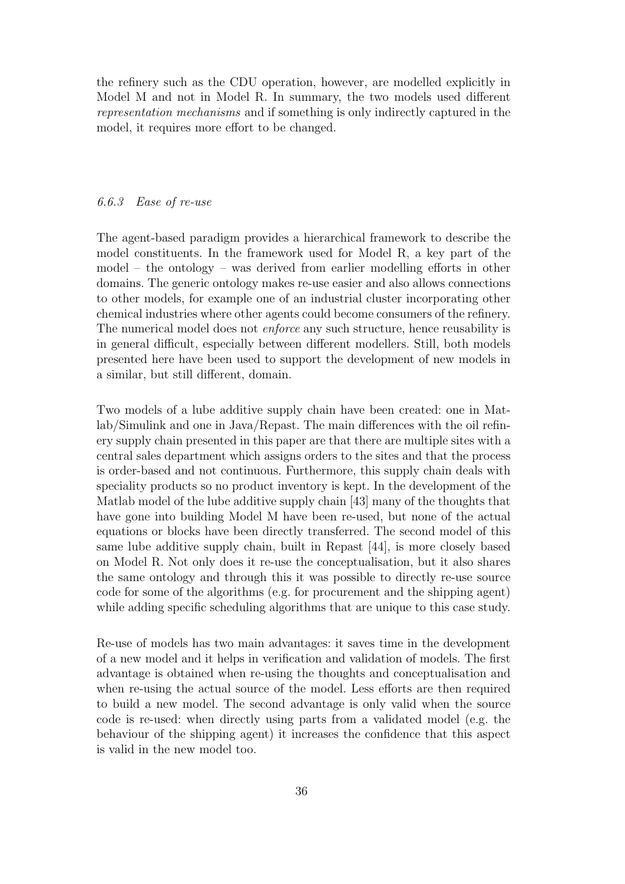the refinery such as the CDU operation, however, are modelled explicitly in Model M and not in Model R. In summary, the two models used different *representation mechanisms* and if something is only indirectly captured in the model, it requires more effort to be changed.

### *6.6.3 Ease of re-use*

The agent-based paradigm provides a hierarchical framework to describe the model constituents. In the framework used for Model R, a key part of the model – the ontology – was derived from earlier modelling efforts in other domains. The generic ontology makes re-use easier and also allows connections to other models, for example one of an industrial cluster incorporating other chemical industries where other agents could become consumers of the refinery. The numerical model does not *enforce* any such structure, hence reusability is in general difficult, especially between different modellers. Still, both models presented here have been used to support the development of new models in a similar, but still different, domain.

Two models of a lube additive supply chain have been created: one in Matlab/Simulink and one in Java/Repast. The main differences with the oil refinery supply chain presented in this paper are that there are multiple sites with a central sales department which assigns orders to the sites and that the process is order-based and not continuous. Furthermore, this supply chain deals with speciality products so no product inventory is kept. In the development of the Matlab model of the lube additive supply chain [43] many of the thoughts that have gone into building Model M have been re-used, but none of the actual equations or blocks have been directly transferred. The second model of this same lube additive supply chain, built in Repast [44], is more closely based on Model R. Not only does it re-use the conceptualisation, but it also shares the same ontology and through this it was possible to directly re-use source code for some of the algorithms (e.g. for procurement and the shipping agent) while adding specific scheduling algorithms that are unique to this case study.

Re-use of models has two main advantages: it saves time in the development of a new model and it helps in verification and validation of models. The first advantage is obtained when re-using the thoughts and conceptualisation and when re-using the actual source of the model. Less efforts are then required to build a new model. The second advantage is only valid when the source code is re-used: when directly using parts from a validated model (e.g. the behaviour of the shipping agent) it increases the confidence that this aspect is valid in the new model too.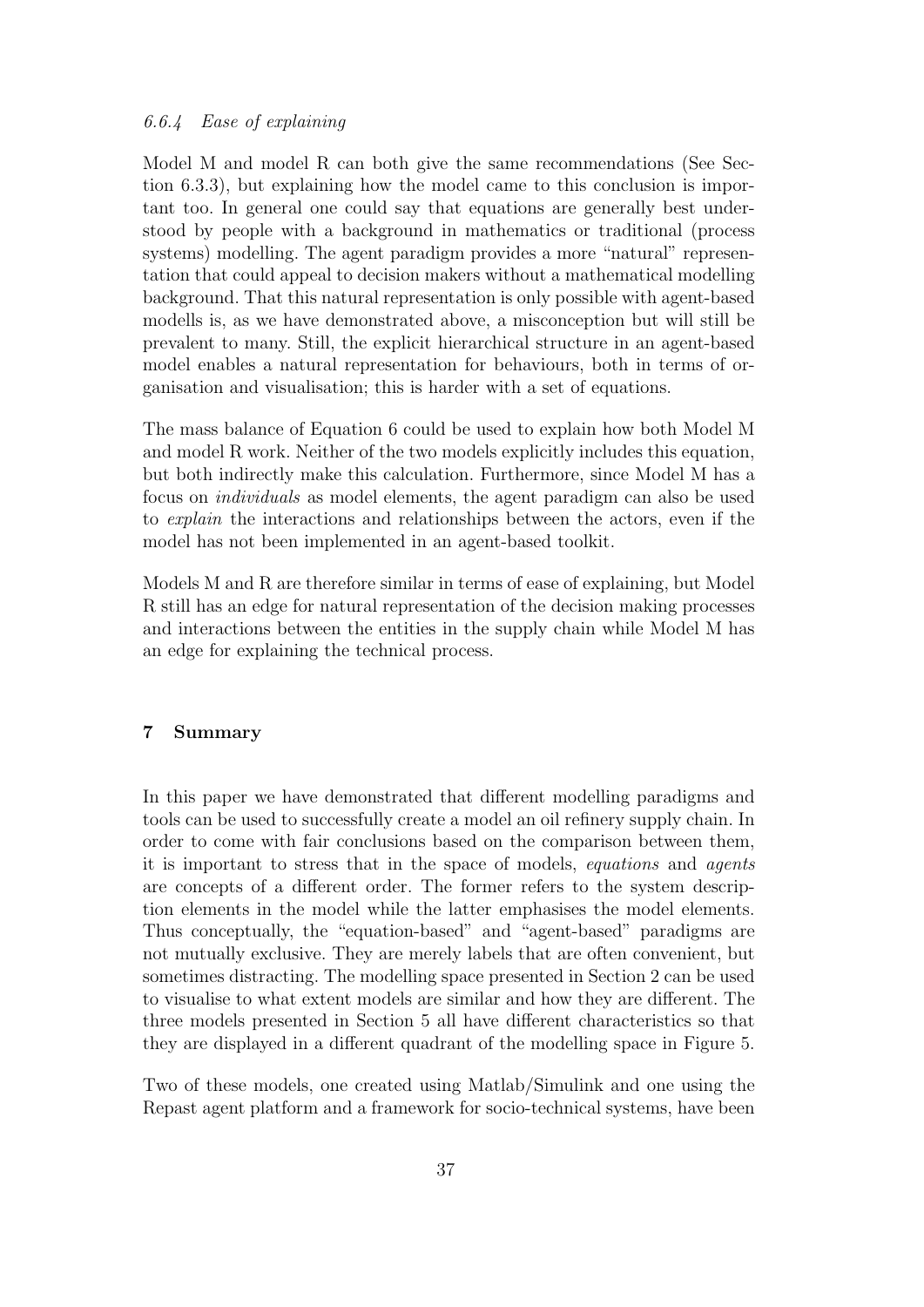#### 6.6.4 *Ease of explaining*

Model M and model R can both give the same recommendations (See Section 6.3.3), but explaining how the model came to this conclusion is important too. In general one could say that equations are generally best understood by people with a background in mathematics or traditional (process systems) modelling. The agent paradigm provides a more "natural" representation that could appeal to decision makers without a mathematical modelling background. That this natural representation is only possible with agent-based modells is, as we have demonstrated above, a misconception but will still be prevalent to many. Still, the explicit hierarchical structure in an agent-based model enables a natural representation for behaviours, both in terms of organisation and visualisation; this is harder with a set of equations.

The mass balance of Equation 6 could be used to explain how both Model M and model R work. Neither of the two models explicitly includes this equation, but both indirectly make this calculation. Furthermore, since Model M has a focus on *individuals* as model elements, the agent paradigm can also be used to *explain* the interactions and relationships between the actors, even if the model has not been implemented in an agent-based toolkit.

Models M and R are therefore similar in terms of ease of explaining, but Model R still has an edge for natural representation of the decision making processes and interactions between the entities in the supply chain while Model M has an edge for explaining the technical process.

## 7 Summary

In this paper we have demonstrated that different modelling paradigms and tools can be used to successfully create a model an oil refinery supply chain. In order to come with fair conclusions based on the comparison between them, it is important to stress that in the space of models, *equations* and *agents* are concepts of a different order. The former refers to the system description elements in the model while the latter emphasises the model elements. Thus conceptually, the "equation-based" and "agent-based" paradigms are not mutually exclusive. They are merely labels that are often convenient, but sometimes distracting. The modelling space presented in Section 2 can be used to visualise to what extent models are similar and how they are different. The three models presented in Section 5 all have different characteristics so that they are displayed in a different quadrant of the modelling space in Figure 5.

Two of these models, one created using Matlab/Simulink and one using the Repast agent platform and a framework for socio-technical systems, have been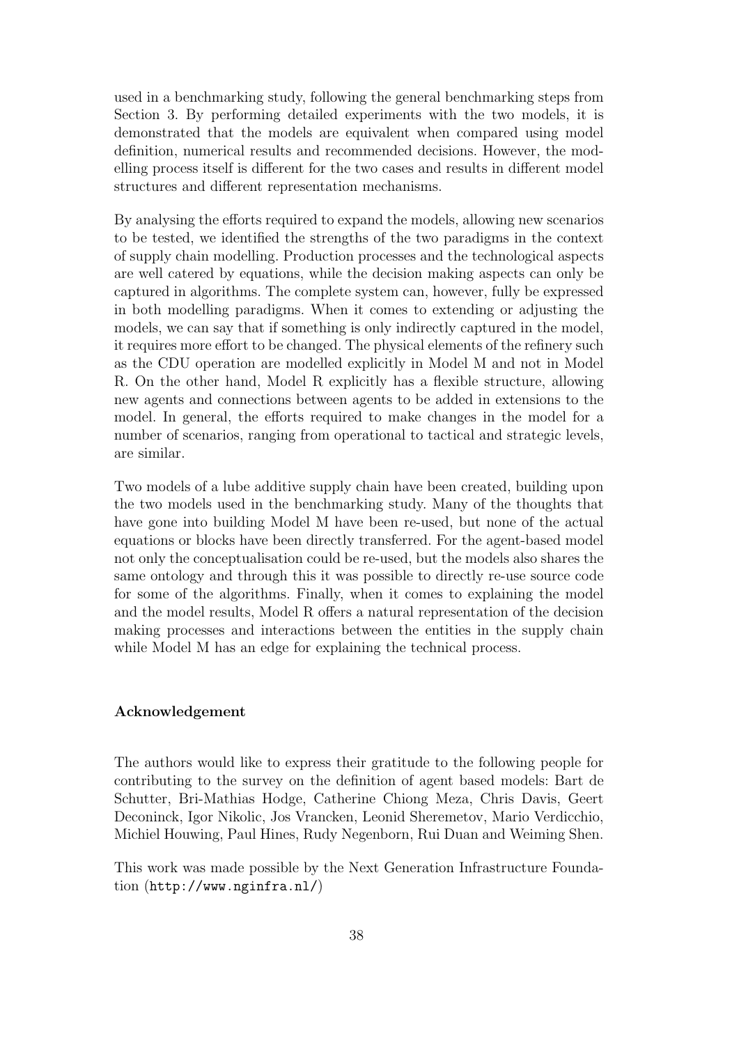used in a benchmarking study, following the general benchmarking steps from Section 3. By performing detailed experiments with the two models, it is demonstrated that the models are equivalent when compared using model definition, numerical results and recommended decisions. However, the modelling process itself is different for the two cases and results in different model structures and different representation mechanisms.

By analysing the efforts required to expand the models, allowing new scenarios to be tested, we identified the strengths of the two paradigms in the context of supply chain modelling. Production processes and the technological aspects are well catered by equations, while the decision making aspects can only be captured in algorithms. The complete system can, however, fully be expressed in both modelling paradigms. When it comes to extending or adjusting the models, we can say that if something is only indirectly captured in the model, it requires more effort to be changed. The physical elements of the refinery such as the CDU operation are modelled explicitly in Model M and not in Model R. On the other hand, Model R explicitly has a flexible structure, allowing new agents and connections between agents to be added in extensions to the model. In general, the efforts required to make changes in the model for a number of scenarios, ranging from operational to tactical and strategic levels, are similar.

Two models of a lube additive supply chain have been created, building upon the two models used in the benchmarking study. Many of the thoughts that have gone into building Model M have been re-used, but none of the actual equations or blocks have been directly transferred. For the agent-based model not only the conceptualisation could be re-used, but the models also shares the same ontology and through this it was possible to directly re-use source code for some of the algorithms. Finally, when it comes to explaining the model and the model results, Model R offers a natural representation of the decision making processes and interactions between the entities in the supply chain while Model M has an edge for explaining the technical process.

### Acknowledgement

The authors would like to express their gratitude to the following people for contributing to the survey on the definition of agent based models: Bart de Schutter, Bri-Mathias Hodge, Catherine Chiong Meza, Chris Davis, Geert Deconinck, Igor Nikolic, Jos Vrancken, Leonid Sheremetov, Mario Verdicchio, Michiel Houwing, Paul Hines, Rudy Negenborn, Rui Duan and Weiming Shen.

This work was made possible by the Next Generation Infrastructure Foundation (`http://www.nginfra.nl/`)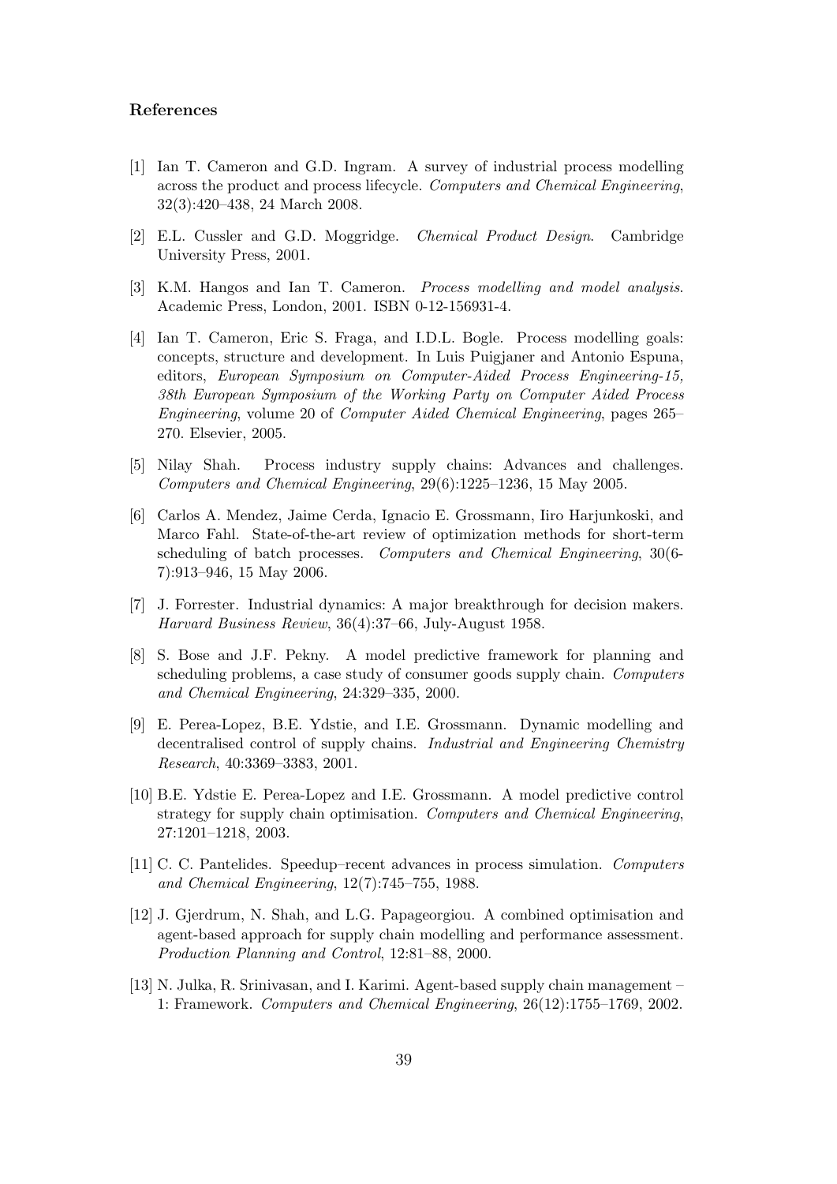## References

[1] Ian T. Cameron and G.D. Ingram. A survey of industrial process modelling across the product and process lifecycle. *Computers and Chemical Engineering*, 32(3):420–438, 24 March 2008.

[2] E.L. Cussler and G.D. Moggridge. *Chemical Product Design*. Cambridge University Press, 2001.

[3] K.M. Hangos and Ian T. Cameron. *Process modelling and model analysis*. Academic Press, London, 2001. ISBN 0-12-156931-4.

[4] Ian T. Cameron, Eric S. Fraga, and I.D.L. Bogle. Process modelling goals: concepts, structure and development. In Luis Puigjaner and Antonio Espuna, editors, *European Symposium on Computer-Aided Process Engineering-15, 38th European Symposium of the Working Party on Computer Aided Process Engineering*, volume 20 of *Computer Aided Chemical Engineering*, pages 265–270. Elsevier, 2005.

[5] Nilay Shah. Process industry supply chains: Advances and challenges. *Computers and Chemical Engineering*, 29(6):1225–1236, 15 May 2005.

[6] Carlos A. Mendez, Jaime Cerda, Ignacio E. Grossmann, Iiro Harjunkoski, and Marco Fahl. State-of-the-art review of optimization methods for short-term scheduling of batch processes. *Computers and Chemical Engineering*, 30(6-7):913–946, 15 May 2006.

[7] J. Forrester. Industrial dynamics: A major breakthrough for decision makers. *Harvard Business Review*, 36(4):37–66, July-August 1958.

[8] S. Bose and J.F. Pekny. A model predictive framework for planning and scheduling problems, a case study of consumer goods supply chain. *Computers and Chemical Engineering*, 24:329–335, 2000.

[9] E. Perea-Lopez, B.E. Ydstie, and I.E. Grossmann. Dynamic modelling and decentralised control of supply chains. *Industrial and Engineering Chemistry Research*, 40:3369–3383, 2001.

[10] B.E. Ydstie E. Perea-Lopez and I.E. Grossmann. A model predictive control strategy for supply chain optimisation. *Computers and Chemical Engineering*, 27:1201–1218, 2003.

[11] C. C. Pantelides. Speedup–recent advances in process simulation. *Computers and Chemical Engineering*, 12(7):745–755, 1988.

[12] J. Gjerdrum, N. Shah, and L.G. Papageorgiou. A combined optimisation and agent-based approach for supply chain modelling and performance assessment. *Production Planning and Control*, 12:81–88, 2000.

[13] N. Julka, R. Srinivasan, and I. Karimi. Agent-based supply chain management – 1: Framework. *Computers and Chemical Engineering*, 26(12):1755–1769, 2002.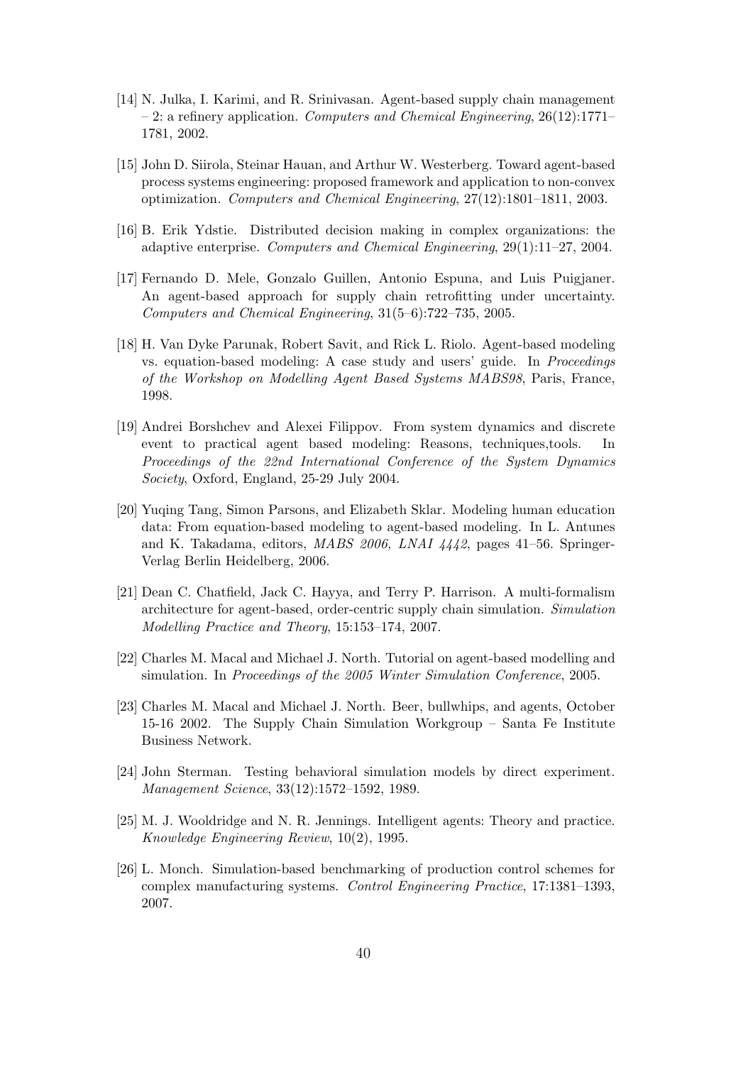[14] N. Julka, I. Karimi, and R. Srinivasan. Agent-based supply chain management – 2: a refinery application. *Computers and Chemical Engineering*, 26(12):1771–1781, 2002.

[15] John D. Siirola, Steinar Hauan, and Arthur W. Westerberg. Toward agent-based process systems engineering: proposed framework and application to non-convex optimization. *Computers and Chemical Engineering*, 27(12):1801–1811, 2003.

[16] B. Erik Ydstie. Distributed decision making in complex organizations: the adaptive enterprise. *Computers and Chemical Engineering*, 29(1):11–27, 2004.

[17] Fernando D. Mele, Gonzalo Guillen, Antonio Espuna, and Luis Puigjaner. An agent-based approach for supply chain retrofitting under uncertainty. *Computers and Chemical Engineering*, 31(5–6):722–735, 2005.

[18] H. Van Dyke Parunak, Robert Savit, and Rick L. Riolo. Agent-based modeling vs. equation-based modeling: A case study and users' guide. In *Proceedings of the Workshop on Modelling Agent Based Systems MABS98*, Paris, France, 1998.

[19] Andrei Borshchev and Alexei Filippov. From system dynamics and discrete event to practical agent based modeling: Reasons, techniques,tools. In *Proceedings of the 22nd International Conference of the System Dynamics Society*, Oxford, England, 25-29 July 2004.

[20] Yuqing Tang, Simon Parsons, and Elizabeth Sklar. Modeling human education data: From equation-based modeling to agent-based modeling. In L. Antunes and K. Takadama, editors, *MABS 2006, LNAI 4442*, pages 41–56. Springer-Verlag Berlin Heidelberg, 2006.

[21] Dean C. Chatfield, Jack C. Hayya, and Terry P. Harrison. A multi-formalism architecture for agent-based, order-centric supply chain simulation. *Simulation Modelling Practice and Theory*, 15:153–174, 2007.

[22] Charles M. Macal and Michael J. North. Tutorial on agent-based modelling and simulation. In *Proceedings of the 2005 Winter Simulation Conference*, 2005.

[23] Charles M. Macal and Michael J. North. Beer, bullwhips, and agents, October 15-16 2002. The Supply Chain Simulation Workgroup – Santa Fe Institute Business Network.

[24] John Sterman. Testing behavioral simulation models by direct experiment. *Management Science*, 33(12):1572–1592, 1989.

[25] M. J. Wooldridge and N. R. Jennings. Intelligent agents: Theory and practice. *Knowledge Engineering Review*, 10(2), 1995.

[26] L. Monch. Simulation-based benchmarking of production control schemes for complex manufacturing systems. *Control Engineering Practice*, 17:1381–1393, 2007.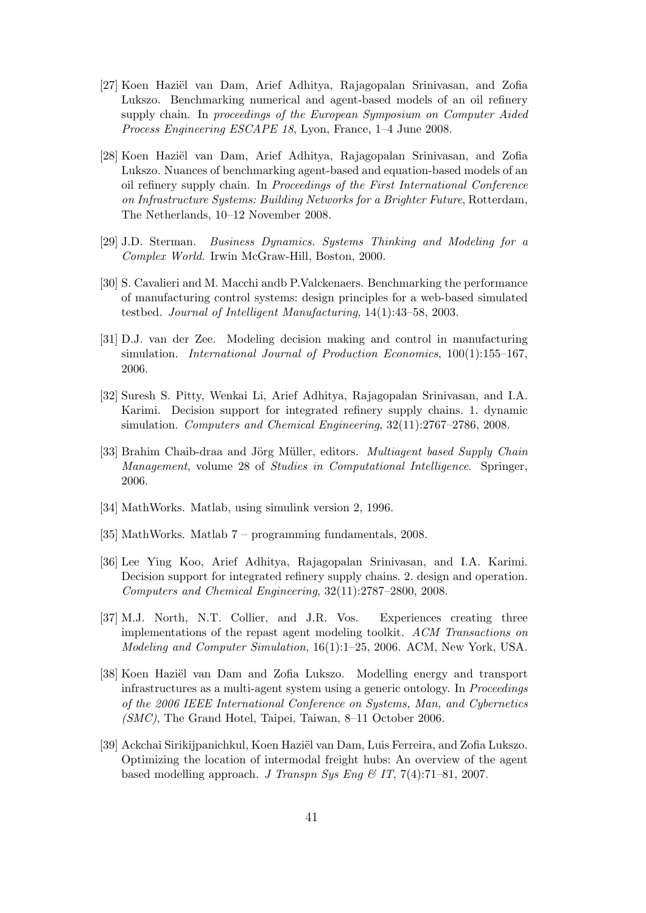[27] Koen Haziël van Dam, Arief Adhitya, Rajagopalan Srinivasan, and Zofia Lukszo. Benchmarking numerical and agent-based models of an oil refinery supply chain. In *proceedings of the European Symposium on Computer Aided Process Engineering ESCAPE 18*, Lyon, France, 1–4 June 2008.

[28] Koen Haziël van Dam, Arief Adhitya, Rajagopalan Srinivasan, and Zofia Lukszo. Nuances of benchmarking agent-based and equation-based models of an oil refinery supply chain. In *Proceedings of the First International Conference on Infrastructure Systems: Building Networks for a Brighter Future*, Rotterdam, The Netherlands, 10–12 November 2008.

[29] J.D. Sterman. *Business Dynamics. Systems Thinking and Modeling for a Complex World*. Irwin McGraw-Hill, Boston, 2000.

[30] S. Cavalieri and M. Macchi andb P.Valckenaers. Benchmarking the performance of manufacturing control systems: design principles for a web-based simulated testbed. *Journal of Intelligent Manufacturing*, 14(1):43–58, 2003.

[31] D.J. van der Zee. Modeling decision making and control in manufacturing simulation. *International Journal of Production Economics*, 100(1):155–167, 2006.

[32] Suresh S. Pitty, Wenkai Li, Arief Adhitya, Rajagopalan Srinivasan, and I.A. Karimi. Decision support for integrated refinery supply chains. 1. dynamic simulation. *Computers and Chemical Engineering*, 32(11):2767–2786, 2008.

[33] Brahim Chaib-draa and Jörg Müller, editors. *Multiagent based Supply Chain Management*, volume 28 of *Studies in Computational Intelligence*. Springer, 2006.

[34] MathWorks. Matlab, using simulink version 2, 1996.

[35] MathWorks. Matlab 7 – programming fundamentals, 2008.

[36] Lee Ying Koo, Arief Adhitya, Rajagopalan Srinivasan, and I.A. Karimi. Decision support for integrated refinery supply chains. 2. design and operation. *Computers and Chemical Engineering*, 32(11):2787–2800, 2008.

[37] M.J. North, N.T. Collier, and J.R. Vos. Experiences creating three implementations of the repast agent modeling toolkit. *ACM Transactions on Modeling and Computer Simulation*, 16(1):1–25, 2006. ACM, New York, USA.

[38] Koen Haziël van Dam and Zofia Lukszo. Modelling energy and transport infrastructures as a multi-agent system using a generic ontology. In *Proceedings of the 2006 IEEE International Conference on Systems, Man, and Cybernetics (SMC)*, The Grand Hotel, Taipei, Taiwan, 8–11 October 2006.

[39] Ackchai Sirikijpanichkul, Koen Haziël van Dam, Luis Ferreira, and Zofia Lukszo. Optimizing the location of intermodal freight hubs: An overview of the agent based modelling approach. *J Transpn Sys Eng & IT*, 7(4):71–81, 2007.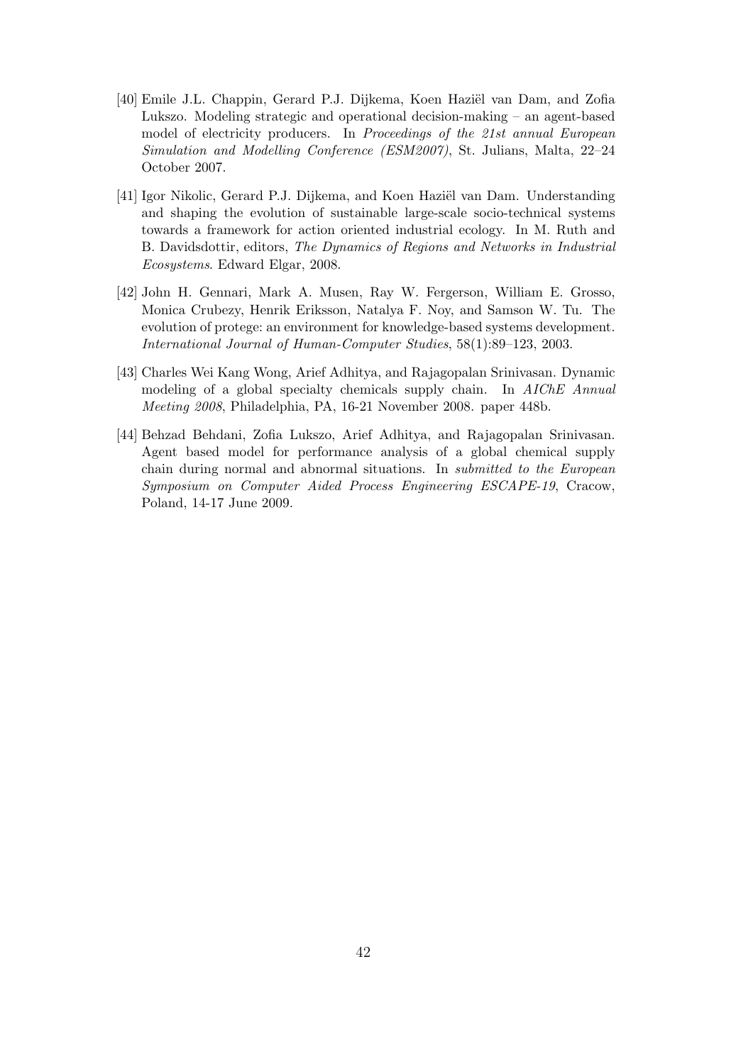[40] Emile J.L. Chappin, Gerard P.J. Dijkema, Koen Haziël van Dam, and Zofia Lukszo. Modeling strategic and operational decision-making – an agent-based model of electricity producers. In *Proceedings of the 21st annual European Simulation and Modelling Conference (ESM2007)*, St. Julians, Malta, 22–24 October 2007.

[41] Igor Nikolic, Gerard P.J. Dijkema, and Koen Haziël van Dam. Understanding and shaping the evolution of sustainable large-scale socio-technical systems towards a framework for action oriented industrial ecology. In M. Ruth and B. Davidsdottir, editors, *The Dynamics of Regions and Networks in Industrial Ecosystems*. Edward Elgar, 2008.

[42] John H. Gennari, Mark A. Musen, Ray W. Fergerson, William E. Grosso, Monica Crubezy, Henrik Eriksson, Natalya F. Noy, and Samson W. Tu. The evolution of protege: an environment for knowledge-based systems development. *International Journal of Human-Computer Studies*, 58(1):89–123, 2003.

[43] Charles Wei Kang Wong, Arief Adhitya, and Rajagopalan Srinivasan. Dynamic modeling of a global specialty chemicals supply chain. In *AIChE Annual Meeting 2008*, Philadelphia, PA, 16-21 November 2008. paper 448b.

[44] Behzad Behdani, Zofia Lukszo, Arief Adhitya, and Rajagopalan Srinivasan. Agent based model for performance analysis of a global chemical supply chain during normal and abnormal situations. In *submitted to the European Symposium on Computer Aided Process Engineering ESCAPE-19*, Cracow, Poland, 14-17 June 2009.